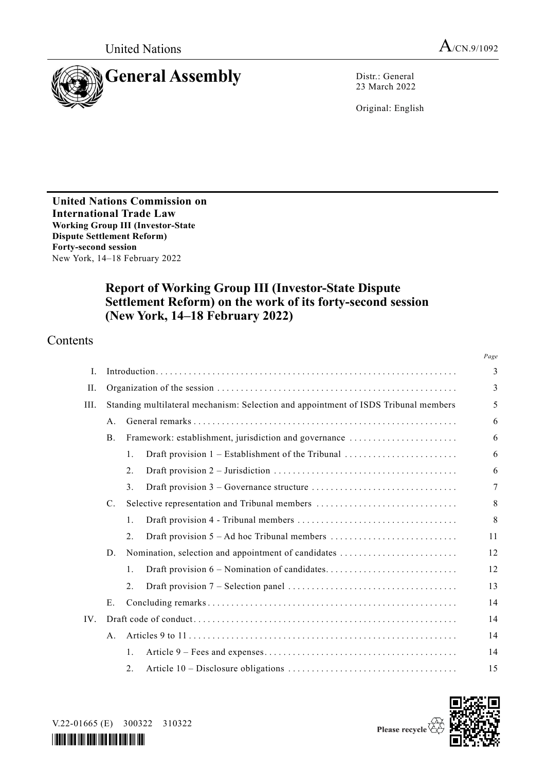United Nations | A/CN.9/1092

# General Assembly

Distr.: General
23 March 2022

Original: English

**United Nations Commission on International Trade Law**
**Working Group III (Investor-State Dispute Settlement Reform)**
**Forty-second session**
New York, 14–18 February 2022

## Report of Working Group III (Investor-State Dispute Settlement Reform) on the work of its forty-second session (New York, 14–18 February 2022)

## Contents

| | | | | Page |
|---|---|---|---|---|
| I. | Introduction | | | 3 |
| II. | Organization of the session | | | 3 |
| III. | Standing multilateral mechanism: Selection and appointment of ISDS Tribunal members | | | 5 |
| | A. | General remarks | | 6 |
| | B. | Framework: establishment, jurisdiction and governance | | 6 |
| | | 1. | Draft provision 1 – Establishment of the Tribunal | 6 |
| | | 2. | Draft provision 2 – Jurisdiction | 6 |
| | | 3. | Draft provision 3 – Governance structure | 7 |
| | C. | Selective representation and Tribunal members | | 8 |
| | | 1. | Draft provision 4 - Tribunal members | 8 |
| | | 2. | Draft provision 5 – Ad hoc Tribunal members | 11 |
| | D. | Nomination, selection and appointment of candidates | | 12 |
| | | 1. | Draft provision 6 – Nomination of candidates | 12 |
| | | 2. | Draft provision 7 – Selection panel | 13 |
| | E. | Concluding remarks | | 14 |
| IV. | Draft code of conduct | | | 14 |
| | A. | Articles 9 to 11 | | 14 |
| | | 1. | Article 9 – Fees and expenses | 14 |
| | | 2. | Article 10 – Disclosure obligations | 15 |

V.22-01665 (E) 300322 310322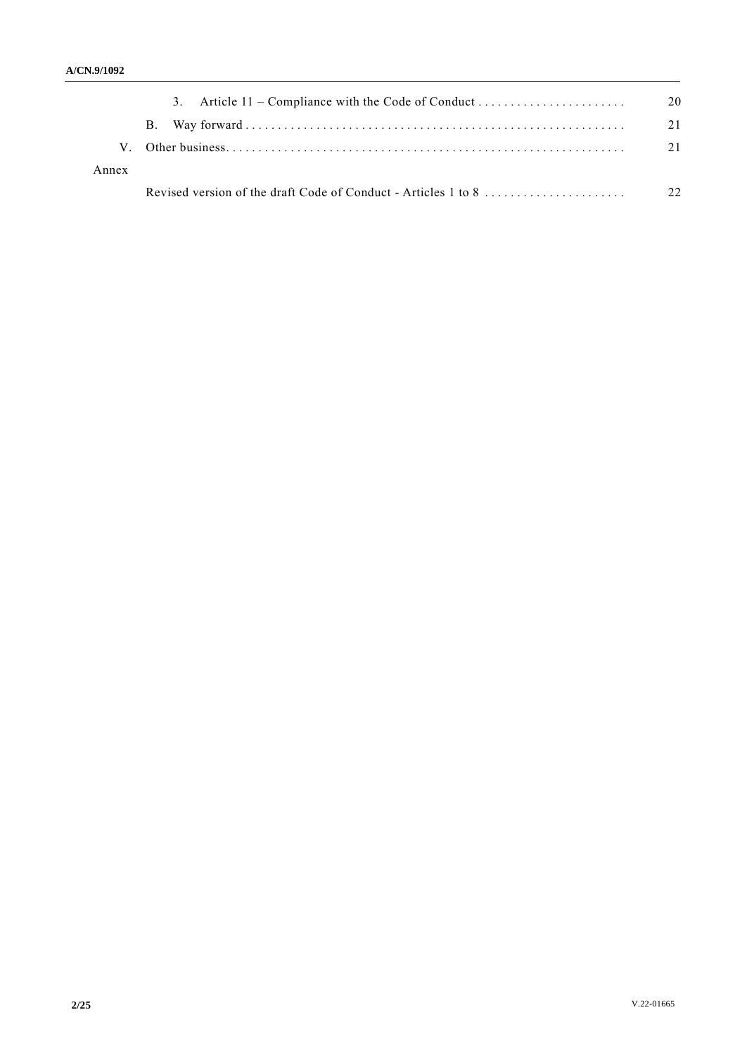| | | |
|---|---|---|
| | 3. Article 11 – Compliance with the Code of Conduct | 20 |
| | B. Way forward | 21 |
| V. | Other business | 21 |
| Annex | | |
| | Revised version of the draft Code of Conduct - Articles 1 to 8 | 22 |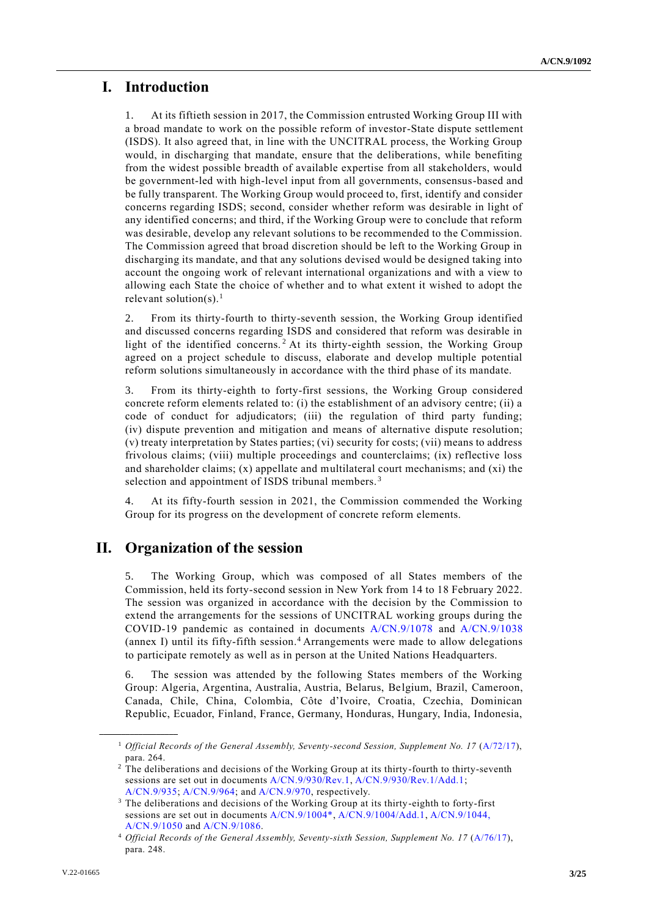# I. Introduction

1. At its fiftieth session in 2017, the Commission entrusted Working Group III with a broad mandate to work on the possible reform of investor-State dispute settlement (ISDS). It also agreed that, in line with the UNCITRAL process, the Working Group would, in discharging that mandate, ensure that the deliberations, while benefiting from the widest possible breadth of available expertise from all stakeholders, would be government-led with high-level input from all governments, consensus-based and be fully transparent. The Working Group would proceed to, first, identify and consider concerns regarding ISDS; second, consider whether reform was desirable in light of any identified concerns; and third, if the Working Group were to conclude that reform was desirable, develop any relevant solutions to be recommended to the Commission. The Commission agreed that broad discretion should be left to the Working Group in discharging its mandate, and that any solutions devised would be designed taking into account the ongoing work of relevant international organizations and with a view to allowing each State the choice of whether and to what extent it wished to adopt the relevant solution(s).[1]

2. From its thirty-fourth to thirty-seventh session, the Working Group identified and discussed concerns regarding ISDS and considered that reform was desirable in light of the identified concerns.[2] At its thirty-eighth session, the Working Group agreed on a project schedule to discuss, elaborate and develop multiple potential reform solutions simultaneously in accordance with the third phase of its mandate.

3. From its thirty-eighth to forty-first sessions, the Working Group considered concrete reform elements related to: (i) the establishment of an advisory centre; (ii) a code of conduct for adjudicators; (iii) the regulation of third party funding; (iv) dispute prevention and mitigation and means of alternative dispute resolution; (v) treaty interpretation by States parties; (vi) security for costs; (vii) means to address frivolous claims; (viii) multiple proceedings and counterclaims; (ix) reflective loss and shareholder claims; (x) appellate and multilateral court mechanisms; and (xi) the selection and appointment of ISDS tribunal members.[3]

4. At its fifty-fourth session in 2021, the Commission commended the Working Group for its progress on the development of concrete reform elements.

# II. Organization of the session

5. The Working Group, which was composed of all States members of the Commission, held its forty-second session in New York from 14 to 18 February 2022. The session was organized in accordance with the decision by the Commission to extend the arrangements for the sessions of UNCITRAL working groups during the COVID-19 pandemic as contained in documents A/CN.9/1078 and A/CN.9/1038 (annex I) until its fifty-fifth session.[4] Arrangements were made to allow delegations to participate remotely as well as in person at the United Nations Headquarters.

6. The session was attended by the following States members of the Working Group: Algeria, Argentina, Australia, Austria, Belarus, Belgium, Brazil, Cameroon, Canada, Chile, China, Colombia, Côte d'Ivoire, Croatia, Czechia, Dominican Republic, Ecuador, Finland, France, Germany, Honduras, Hungary, India, Indonesia,

---

[1] *Official Records of the General Assembly, Seventy-second Session, Supplement No. 17* (A/72/17), para. 264.

[2] The deliberations and decisions of the Working Group at its thirty-fourth to thirty-seventh sessions are set out in documents A/CN.9/930/Rev.1, A/CN.9/930/Rev.1/Add.1; A/CN.9/935; A/CN.9/964; and A/CN.9/970, respectively.

[3] The deliberations and decisions of the Working Group at its thirty-eighth to forty-first sessions are set out in documents A/CN.9/1004*, A/CN.9/1004/Add.1, A/CN.9/1044, A/CN.9/1050 and A/CN.9/1086.

[4] *Official Records of the General Assembly, Seventy-sixth Session, Supplement No. 17* (A/76/17), para. 248.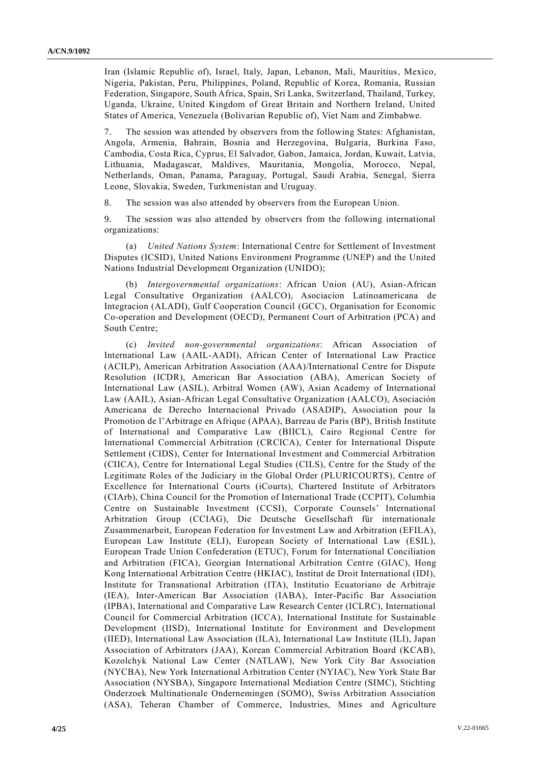Iran (Islamic Republic of), Israel, Italy, Japan, Lebanon, Mali, Mauritius, Mexico, Nigeria, Pakistan, Peru, Philippines, Poland, Republic of Korea, Romania, Russian Federation, Singapore, South Africa, Spain, Sri Lanka, Switzerland, Thailand, Turkey, Uganda, Ukraine, United Kingdom of Great Britain and Northern Ireland, United States of America, Venezuela (Bolivarian Republic of), Viet Nam and Zimbabwe.

7. The session was attended by observers from the following States: Afghanistan, Angola, Armenia, Bahrain, Bosnia and Herzegovina, Bulgaria, Burkina Faso, Cambodia, Costa Rica, Cyprus, El Salvador, Gabon, Jamaica, Jordan, Kuwait, Latvia, Lithuania, Madagascar, Maldives, Mauritania, Mongolia, Morocco, Nepal, Netherlands, Oman, Panama, Paraguay, Portugal, Saudi Arabia, Senegal, Sierra Leone, Slovakia, Sweden, Turkmenistan and Uruguay.

8. The session was also attended by observers from the European Union.

9. The session was also attended by observers from the following international organizations:

(a) *United Nations System*: International Centre for Settlement of Investment Disputes (ICSID), United Nations Environment Programme (UNEP) and the United Nations Industrial Development Organization (UNIDO);

(b) *Intergovernmental organizations*: African Union (AU), Asian-African Legal Consultative Organization (AALCO), Asociacion Latinoamericana de Integracion (ALADI), Gulf Cooperation Council (GCC), Organisation for Economic Co-operation and Development (OECD), Permanent Court of Arbitration (PCA) and South Centre;

(c) *Invited non-governmental organizations*: African Association of International Law (AAIL-AADI), African Center of International Law Practice (ACILP), American Arbitration Association (AAA)/International Centre for Dispute Resolution (ICDR), American Bar Association (ABA), American Society of International Law (ASIL), Arbitral Women (AW), Asian Academy of International Law (AAIL), Asian-African Legal Consultative Organization (AALCO), Asociación Americana de Derecho Internacional Privado (ASADIP), Association pour la Promotion de l'Arbitrage en Afrique (APAA), Barreau de Paris (BP), British Institute of International and Comparative Law (BIICL), Cairo Regional Centre for International Commercial Arbitration (CRCICA), Center for International Dispute Settlement (CIDS), Center for International Investment and Commercial Arbitration (CIICA), Centre for International Legal Studies (CILS), Centre for the Study of the Legitimate Roles of the Judiciary in the Global Order (PLURICOURTS), Centre of Excellence for International Courts (iCourts), Chartered Institute of Arbitrators (CIArb), China Council for the Promotion of International Trade (CCPIT), Columbia Centre on Sustainable Investment (CCSI), Corporate Counsels' International Arbitration Group (CCIAG), Die Deutsche Gesellschaft für internationale Zusammenarbeit, European Federation for Investment Law and Arbitration (EFILA), European Law Institute (ELI), European Society of International Law (ESIL), European Trade Union Confederation (ETUC), Forum for International Conciliation and Arbitration (FICA), Georgian International Arbitration Centre (GIAC), Hong Kong International Arbitration Centre (HKIAC), Institut de Droit International (IDI), Institute for Transnational Arbitration (ITA), Institutio Ecuatoriano de Arbitraje (IEA), Inter-American Bar Association (IABA), Inter-Pacific Bar Association (IPBA), International and Comparative Law Research Center (ICLRC), International Council for Commercial Arbitration (ICCA), International Institute for Sustainable Development (IISD), International Institute for Environment and Development (IIED), International Law Association (ILA), International Law Institute (ILI), Japan Association of Arbitrators (JAA), Korean Commercial Arbitration Board (KCAB), Kozolchyk National Law Center (NATLAW), New York City Bar Association (NYCBA), New York International Arbitration Center (NYIAC), New York State Bar Association (NYSBA), Singapore International Mediation Centre (SIMC), Stichting Onderzoek Multinationale Ondernemingen (SOMO), Swiss Arbitration Association (ASA), Teheran Chamber of Commerce, Industries, Mines and Agriculture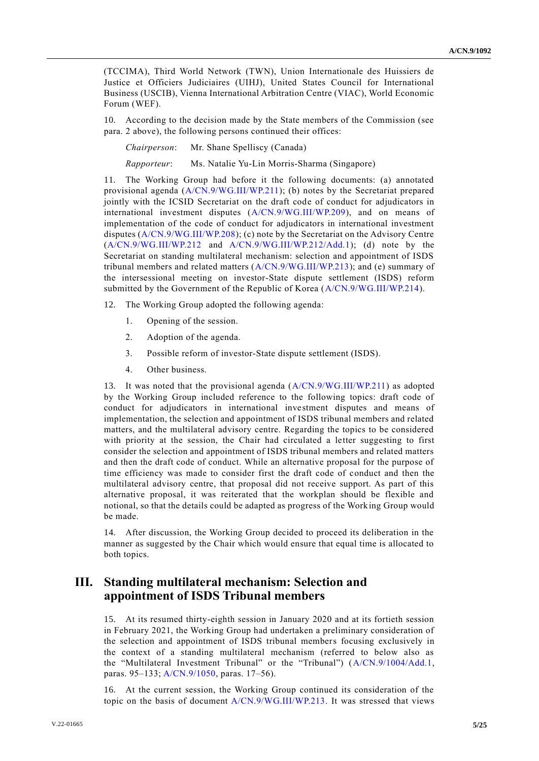(TCCIMA), Third World Network (TWN), Union Internationale des Huissiers de Justice et Officiers Judiciaires (UIHJ), United States Council for International Business (USCIB), Vienna International Arbitration Centre (VIAC), World Economic Forum (WEF).

10. According to the decision made by the State members of the Commission (see para. 2 above), the following persons continued their offices:

*Chairperson*: Mr. Shane Spelliscy (Canada)

*Rapporteur*: Ms. Natalie Yu-Lin Morris-Sharma (Singapore)

11. The Working Group had before it the following documents: (a) annotated provisional agenda (A/CN.9/WG.III/WP.211); (b) notes by the Secretariat prepared jointly with the ICSID Secretariat on the draft code of conduct for adjudicators in international investment disputes (A/CN.9/WG.III/WP.209), and on means of implementation of the code of conduct for adjudicators in international investment disputes (A/CN.9/WG.III/WP.208); (c) note by the Secretariat on the Advisory Centre (A/CN.9/WG.III/WP.212 and A/CN.9/WG.III/WP.212/Add.1); (d) note by the Secretariat on standing multilateral mechanism: selection and appointment of ISDS tribunal members and related matters (A/CN.9/WG.III/WP.213); and (e) summary of the intersessional meeting on investor-State dispute settlement (ISDS) reform submitted by the Government of the Republic of Korea (A/CN.9/WG.III/WP.214).

12. The Working Group adopted the following agenda:

1. Opening of the session.
2. Adoption of the agenda.
3. Possible reform of investor-State dispute settlement (ISDS).
4. Other business.

13. It was noted that the provisional agenda (A/CN.9/WG.III/WP.211) as adopted by the Working Group included reference to the following topics: draft code of conduct for adjudicators in international investment disputes and means of implementation, the selection and appointment of ISDS tribunal members and related matters, and the multilateral advisory centre. Regarding the topics to be considered with priority at the session, the Chair had circulated a letter suggesting to first consider the selection and appointment of ISDS tribunal members and related matters and then the draft code of conduct. While an alternative proposal for the purpose of time efficiency was made to consider first the draft code of conduct and then the multilateral advisory centre, that proposal did not receive support. As part of this alternative proposal, it was reiterated that the workplan should be flexible and notional, so that the details could be adapted as progress of the Working Group would be made.

14. After discussion, the Working Group decided to proceed its deliberation in the manner as suggested by the Chair which would ensure that equal time is allocated to both topics.

## III. Standing multilateral mechanism: Selection and appointment of ISDS Tribunal members

15. At its resumed thirty-eighth session in January 2020 and at its fortieth session in February 2021, the Working Group had undertaken a preliminary consideration of the selection and appointment of ISDS tribunal members focusing exclusively in the context of a standing multilateral mechanism (referred to below also as the "Multilateral Investment Tribunal" or the "Tribunal") (A/CN.9/1004/Add.1, paras. 95–133; A/CN.9/1050, paras. 17–56).

16. At the current session, the Working Group continued its consideration of the topic on the basis of document A/CN.9/WG.III/WP.213. It was stressed that views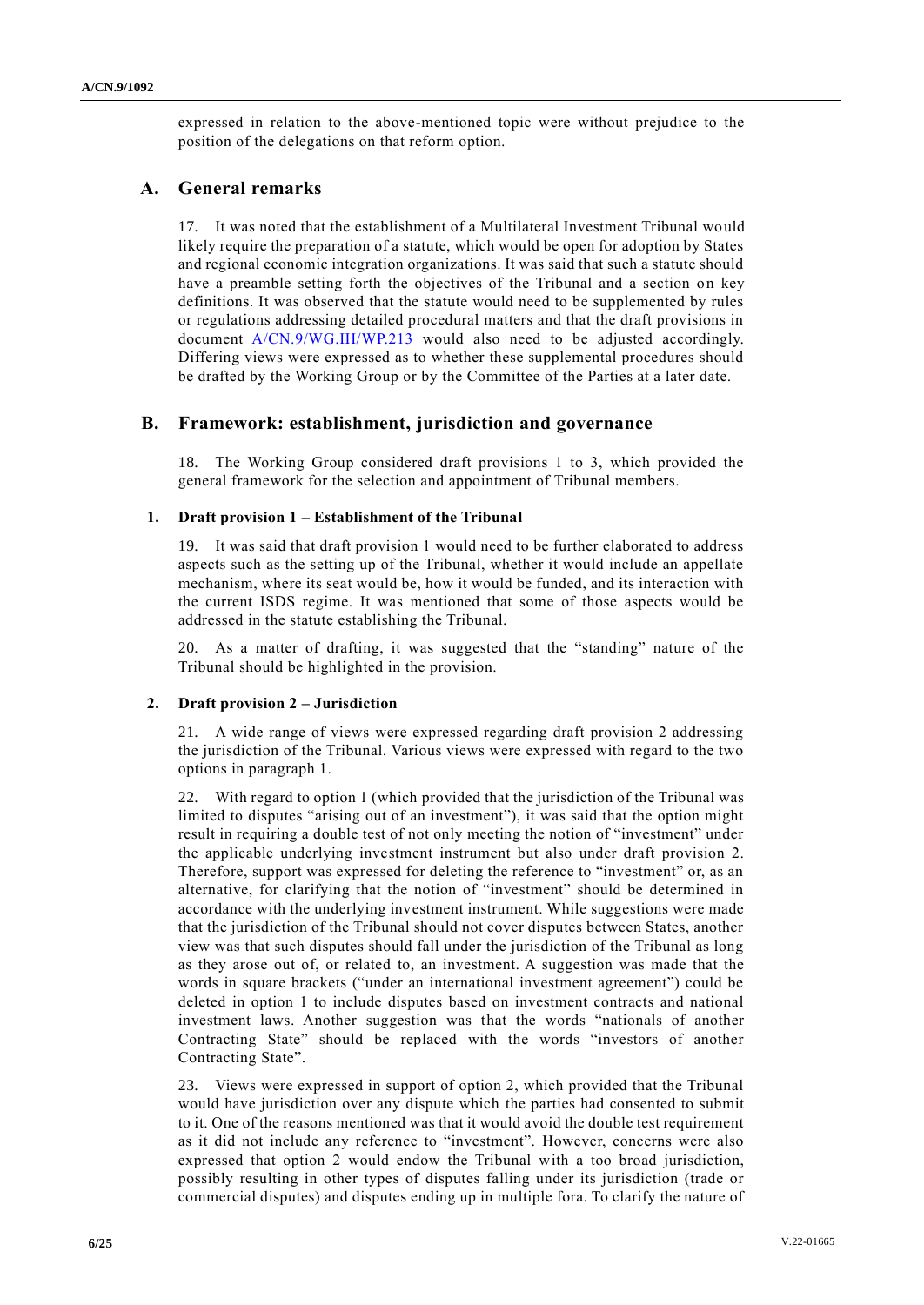expressed in relation to the above-mentioned topic were without prejudice to the position of the delegations on that reform option.

## A. General remarks

17. It was noted that the establishment of a Multilateral Investment Tribunal would likely require the preparation of a statute, which would be open for adoption by States and regional economic integration organizations. It was said that such a statute should have a preamble setting forth the objectives of the Tribunal and a section on key definitions. It was observed that the statute would need to be supplemented by rules or regulations addressing detailed procedural matters and that the draft provisions in document A/CN.9/WG.III/WP.213 would also need to be adjusted accordingly. Differing views were expressed as to whether these supplemental procedures should be drafted by the Working Group or by the Committee of the Parties at a later date.

## B. Framework: establishment, jurisdiction and governance

18. The Working Group considered draft provisions 1 to 3, which provided the general framework for the selection and appointment of Tribunal members.

### 1. Draft provision 1 – Establishment of the Tribunal

19. It was said that draft provision 1 would need to be further elaborated to address aspects such as the setting up of the Tribunal, whether it would include an appellate mechanism, where its seat would be, how it would be funded, and its interaction with the current ISDS regime. It was mentioned that some of those aspects would be addressed in the statute establishing the Tribunal.

20. As a matter of drafting, it was suggested that the "standing" nature of the Tribunal should be highlighted in the provision.

### 2. Draft provision 2 – Jurisdiction

21. A wide range of views were expressed regarding draft provision 2 addressing the jurisdiction of the Tribunal. Various views were expressed with regard to the two options in paragraph 1.

22. With regard to option 1 (which provided that the jurisdiction of the Tribunal was limited to disputes "arising out of an investment"), it was said that the option might result in requiring a double test of not only meeting the notion of "investment" under the applicable underlying investment instrument but also under draft provision 2. Therefore, support was expressed for deleting the reference to "investment" or, as an alternative, for clarifying that the notion of "investment" should be determined in accordance with the underlying investment instrument. While suggestions were made that the jurisdiction of the Tribunal should not cover disputes between States, another view was that such disputes should fall under the jurisdiction of the Tribunal as long as they arose out of, or related to, an investment. A suggestion was made that the words in square brackets ("under an international investment agreement") could be deleted in option 1 to include disputes based on investment contracts and national investment laws. Another suggestion was that the words "nationals of another Contracting State" should be replaced with the words "investors of another Contracting State".

23. Views were expressed in support of option 2, which provided that the Tribunal would have jurisdiction over any dispute which the parties had consented to submit to it. One of the reasons mentioned was that it would avoid the double test requirement as it did not include any reference to "investment". However, concerns were also expressed that option 2 would endow the Tribunal with a too broad jurisdiction, possibly resulting in other types of disputes falling under its jurisdiction (trade or commercial disputes) and disputes ending up in multiple fora. To clarify the nature of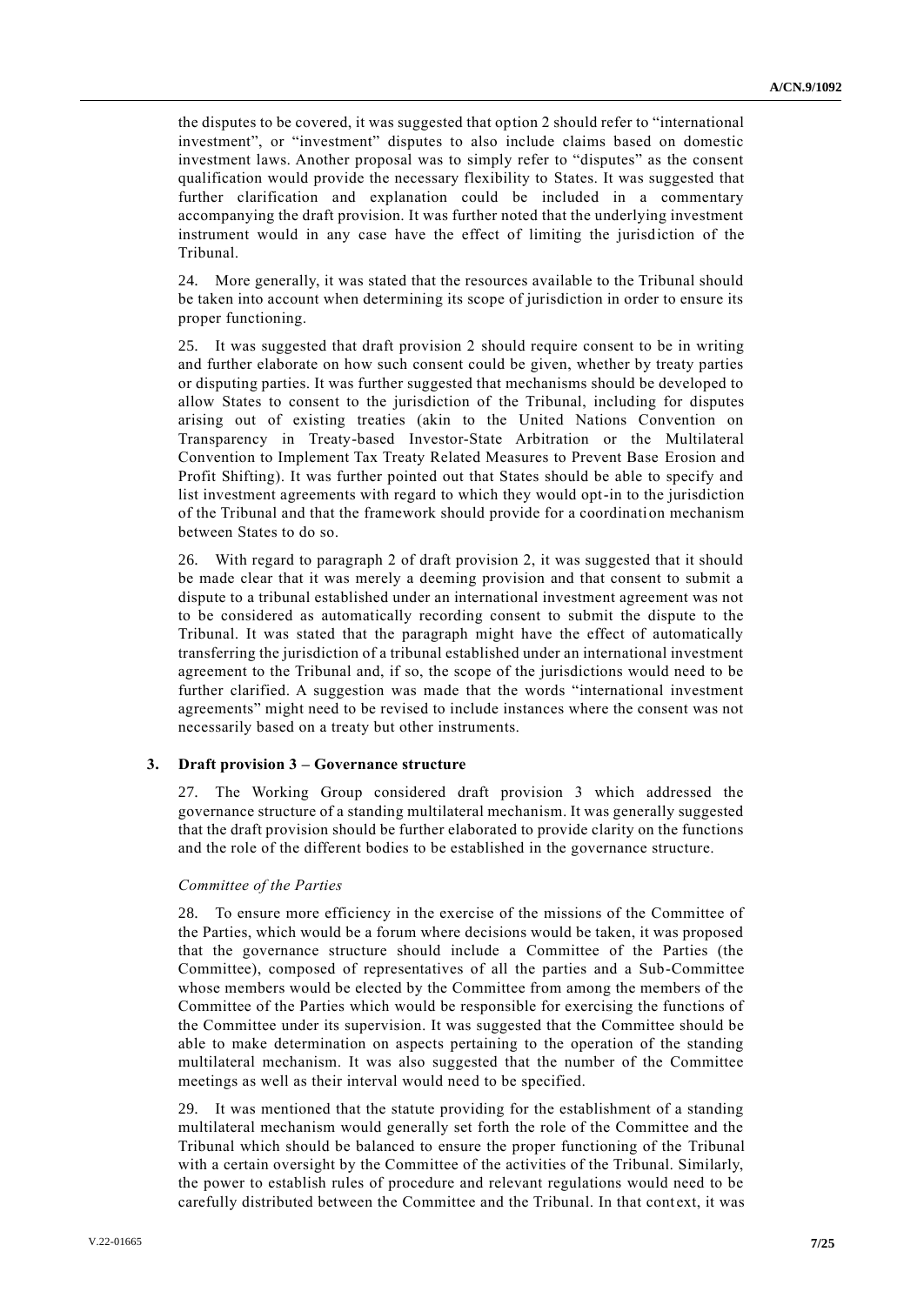the disputes to be covered, it was suggested that option 2 should refer to "international investment", or "investment" disputes to also include claims based on domestic investment laws. Another proposal was to simply refer to "disputes" as the consent qualification would provide the necessary flexibility to States. It was suggested that further clarification and explanation could be included in a commentary accompanying the draft provision. It was further noted that the underlying investment instrument would in any case have the effect of limiting the jurisdiction of the Tribunal.

24. More generally, it was stated that the resources available to the Tribunal should be taken into account when determining its scope of jurisdiction in order to ensure its proper functioning.

25. It was suggested that draft provision 2 should require consent to be in writing and further elaborate on how such consent could be given, whether by treaty parties or disputing parties. It was further suggested that mechanisms should be developed to allow States to consent to the jurisdiction of the Tribunal, including for disputes arising out of existing treaties (akin to the United Nations Convention on Transparency in Treaty-based Investor-State Arbitration or the Multilateral Convention to Implement Tax Treaty Related Measures to Prevent Base Erosion and Profit Shifting). It was further pointed out that States should be able to specify and list investment agreements with regard to which they would opt-in to the jurisdiction of the Tribunal and that the framework should provide for a coordination mechanism between States to do so.

26. With regard to paragraph 2 of draft provision 2, it was suggested that it should be made clear that it was merely a deeming provision and that consent to submit a dispute to a tribunal established under an international investment agreement was not to be considered as automatically recording consent to submit the dispute to the Tribunal. It was stated that the paragraph might have the effect of automatically transferring the jurisdiction of a tribunal established under an international investment agreement to the Tribunal and, if so, the scope of the jurisdictions would need to be further clarified. A suggestion was made that the words "international investment agreements" might need to be revised to include instances where the consent was not necessarily based on a treaty but other instruments.

### 3. Draft provision 3 – Governance structure

27. The Working Group considered draft provision 3 which addressed the governance structure of a standing multilateral mechanism. It was generally suggested that the draft provision should be further elaborated to provide clarity on the functions and the role of the different bodies to be established in the governance structure.

*Committee of the Parties*

28. To ensure more efficiency in the exercise of the missions of the Committee of the Parties, which would be a forum where decisions would be taken, it was proposed that the governance structure should include a Committee of the Parties (the Committee), composed of representatives of all the parties and a Sub-Committee whose members would be elected by the Committee from among the members of the Committee of the Parties which would be responsible for exercising the functions of the Committee under its supervision. It was suggested that the Committee should be able to make determination on aspects pertaining to the operation of the standing multilateral mechanism. It was also suggested that the number of the Committee meetings as well as their interval would need to be specified.

29. It was mentioned that the statute providing for the establishment of a standing multilateral mechanism would generally set forth the role of the Committee and the Tribunal which should be balanced to ensure the proper functioning of the Tribunal with a certain oversight by the Committee of the activities of the Tribunal. Similarly, the power to establish rules of procedure and relevant regulations would need to be carefully distributed between the Committee and the Tribunal. In that context, it was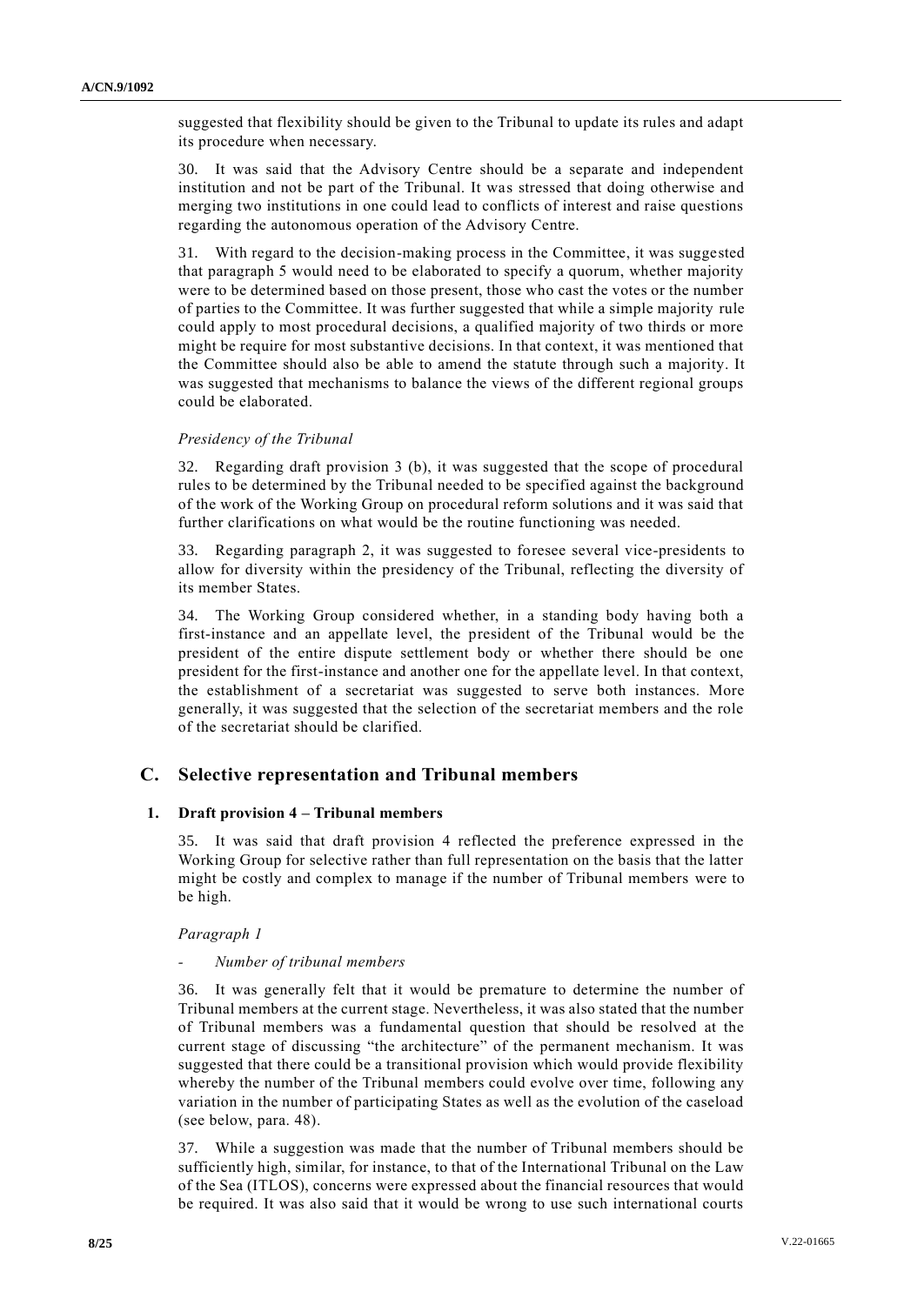suggested that flexibility should be given to the Tribunal to update its rules and adapt its procedure when necessary.

30. It was said that the Advisory Centre should be a separate and independent institution and not be part of the Tribunal. It was stressed that doing otherwise and merging two institutions in one could lead to conflicts of interest and raise questions regarding the autonomous operation of the Advisory Centre.

31. With regard to the decision-making process in the Committee, it was suggested that paragraph 5 would need to be elaborated to specify a quorum, whether majority were to be determined based on those present, those who cast the votes or the number of parties to the Committee. It was further suggested that while a simple majority rule could apply to most procedural decisions, a qualified majority of two thirds or more might be require for most substantive decisions. In that context, it was mentioned that the Committee should also be able to amend the statute through such a majority. It was suggested that mechanisms to balance the views of the different regional groups could be elaborated.

*Presidency of the Tribunal*

32. Regarding draft provision 3 (b), it was suggested that the scope of procedural rules to be determined by the Tribunal needed to be specified against the background of the work of the Working Group on procedural reform solutions and it was said that further clarifications on what would be the routine functioning was needed.

33. Regarding paragraph 2, it was suggested to foresee several vice-presidents to allow for diversity within the presidency of the Tribunal, reflecting the diversity of its member States.

34. The Working Group considered whether, in a standing body having both a first-instance and an appellate level, the president of the Tribunal would be the president of the entire dispute settlement body or whether there should be one president for the first-instance and another one for the appellate level. In that context, the establishment of a secretariat was suggested to serve both instances. More generally, it was suggested that the selection of the secretariat members and the role of the secretariat should be clarified.

## C. Selective representation and Tribunal members

### 1. Draft provision 4 – Tribunal members

35. It was said that draft provision 4 reflected the preference expressed in the Working Group for selective rather than full representation on the basis that the latter might be costly and complex to manage if the number of Tribunal members were to be high.

*Paragraph 1*

- *Number of tribunal members*

36. It was generally felt that it would be premature to determine the number of Tribunal members at the current stage. Nevertheless, it was also stated that the number of Tribunal members was a fundamental question that should be resolved at the current stage of discussing "the architecture" of the permanent mechanism. It was suggested that there could be a transitional provision which would provide flexibility whereby the number of the Tribunal members could evolve over time, following any variation in the number of participating States as well as the evolution of the caseload (see below, para. 48).

37. While a suggestion was made that the number of Tribunal members should be sufficiently high, similar, for instance, to that of the International Tribunal on the Law of the Sea (ITLOS), concerns were expressed about the financial resources that would be required. It was also said that it would be wrong to use such international courts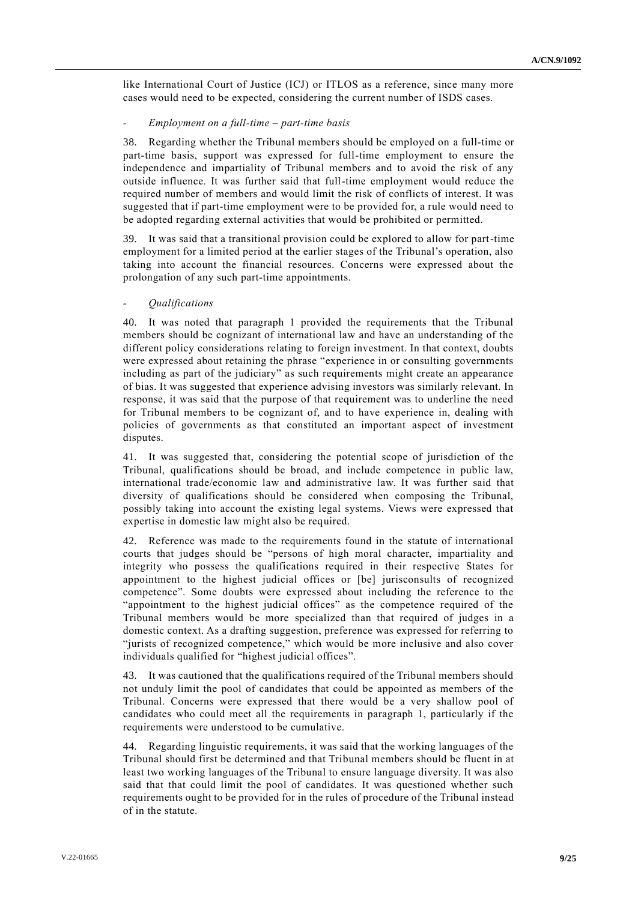like International Court of Justice (ICJ) or ITLOS as a reference, since many more cases would need to be expected, considering the current number of ISDS cases.

- *Employment on a full-time – part-time basis*

38. Regarding whether the Tribunal members should be employed on a full-time or part-time basis, support was expressed for full-time employment to ensure the independence and impartiality of Tribunal members and to avoid the risk of any outside influence. It was further said that full-time employment would reduce the required number of members and would limit the risk of conflicts of interest. It was suggested that if part-time employment were to be provided for, a rule would need to be adopted regarding external activities that would be prohibited or permitted.

39. It was said that a transitional provision could be explored to allow for part-time employment for a limited period at the earlier stages of the Tribunal's operation, also taking into account the financial resources. Concerns were expressed about the prolongation of any such part-time appointments.

- *Qualifications*

40. It was noted that paragraph 1 provided the requirements that the Tribunal members should be cognizant of international law and have an understanding of the different policy considerations relating to foreign investment. In that context, doubts were expressed about retaining the phrase "experience in or consulting governments including as part of the judiciary" as such requirements might create an appearance of bias. It was suggested that experience advising investors was similarly relevant. In response, it was said that the purpose of that requirement was to underline the need for Tribunal members to be cognizant of, and to have experience in, dealing with policies of governments as that constituted an important aspect of investment disputes.

41. It was suggested that, considering the potential scope of jurisdiction of the Tribunal, qualifications should be broad, and include competence in public law, international trade/economic law and administrative law. It was further said that diversity of qualifications should be considered when composing the Tribunal, possibly taking into account the existing legal systems. Views were expressed that expertise in domestic law might also be required.

42. Reference was made to the requirements found in the statute of international courts that judges should be "persons of high moral character, impartiality and integrity who possess the qualifications required in their respective States for appointment to the highest judicial offices or [be] jurisconsults of recognized competence". Some doubts were expressed about including the reference to the "appointment to the highest judicial offices" as the competence required of the Tribunal members would be more specialized than that required of judges in a domestic context. As a drafting suggestion, preference was expressed for referring to "jurists of recognized competence," which would be more inclusive and also cover individuals qualified for "highest judicial offices".

43. It was cautioned that the qualifications required of the Tribunal members should not unduly limit the pool of candidates that could be appointed as members of the Tribunal. Concerns were expressed that there would be a very shallow pool of candidates who could meet all the requirements in paragraph 1, particularly if the requirements were understood to be cumulative.

44. Regarding linguistic requirements, it was said that the working languages of the Tribunal should first be determined and that Tribunal members should be fluent in at least two working languages of the Tribunal to ensure language diversity. It was also said that that could limit the pool of candidates. It was questioned whether such requirements ought to be provided for in the rules of procedure of the Tribunal instead of in the statute.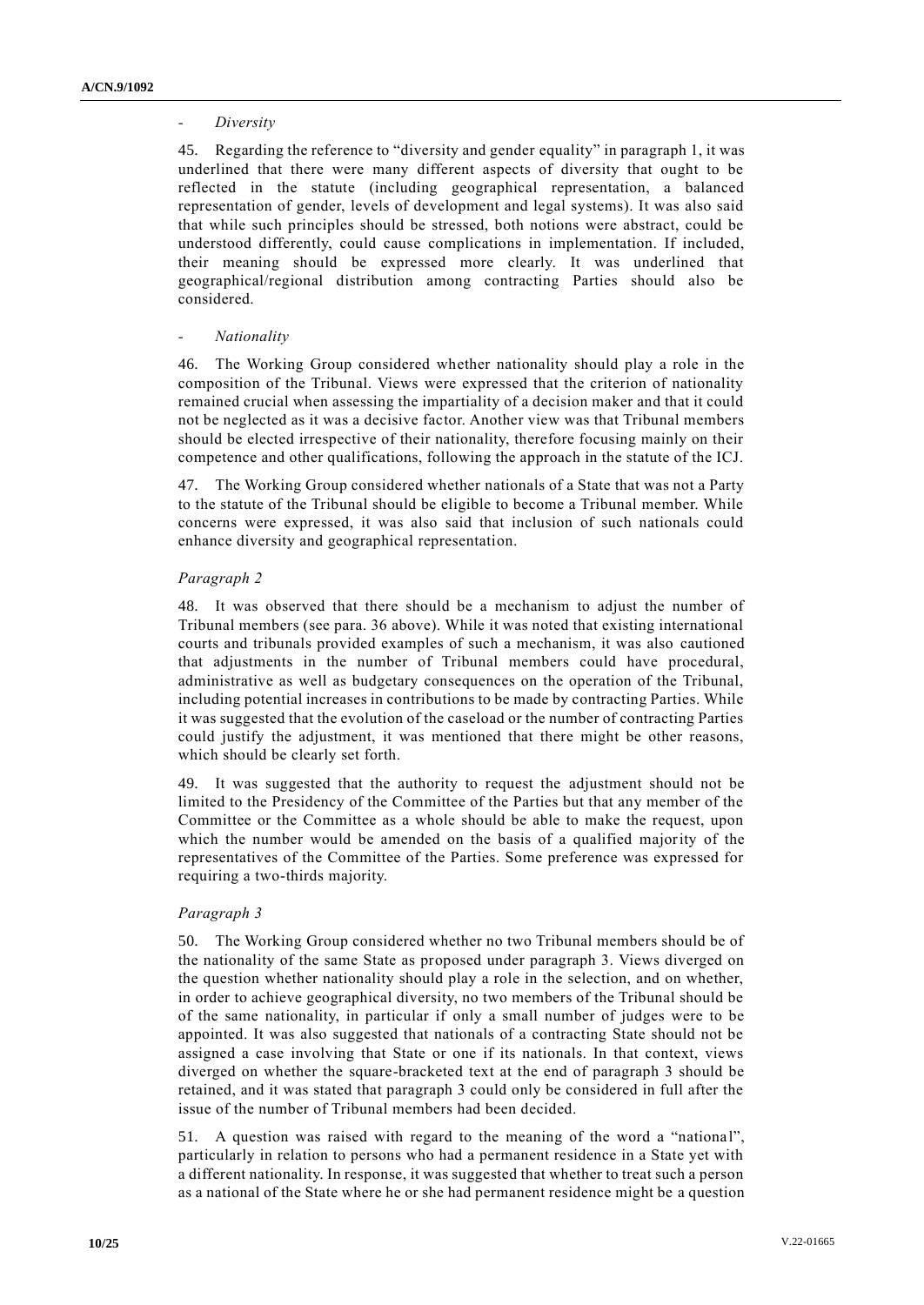- *Diversity*

45. Regarding the reference to "diversity and gender equality" in paragraph 1, it was underlined that there were many different aspects of diversity that ought to be reflected in the statute (including geographical representation, a balanced representation of gender, levels of development and legal systems). It was also said that while such principles should be stressed, both notions were abstract, could be understood differently, could cause complications in implementation. If included, their meaning should be expressed more clearly. It was underlined that geographical/regional distribution among contracting Parties should also be considered.

- *Nationality*

46. The Working Group considered whether nationality should play a role in the composition of the Tribunal. Views were expressed that the criterion of nationality remained crucial when assessing the impartiality of a decision maker and that it could not be neglected as it was a decisive factor. Another view was that Tribunal members should be elected irrespective of their nationality, therefore focusing mainly on their competence and other qualifications, following the approach in the statute of the ICJ.

47. The Working Group considered whether nationals of a State that was not a Party to the statute of the Tribunal should be eligible to become a Tribunal member. While concerns were expressed, it was also said that inclusion of such nationals could enhance diversity and geographical representation.

*Paragraph 2*

48. It was observed that there should be a mechanism to adjust the number of Tribunal members (see para. 36 above). While it was noted that existing international courts and tribunals provided examples of such a mechanism, it was also cautioned that adjustments in the number of Tribunal members could have procedural, administrative as well as budgetary consequences on the operation of the Tribunal, including potential increases in contributions to be made by contracting Parties. While it was suggested that the evolution of the caseload or the number of contracting Parties could justify the adjustment, it was mentioned that there might be other reasons, which should be clearly set forth.

49. It was suggested that the authority to request the adjustment should not be limited to the Presidency of the Committee of the Parties but that any member of the Committee or the Committee as a whole should be able to make the request, upon which the number would be amended on the basis of a qualified majority of the representatives of the Committee of the Parties. Some preference was expressed for requiring a two-thirds majority.

*Paragraph 3*

50. The Working Group considered whether no two Tribunal members should be of the nationality of the same State as proposed under paragraph 3. Views diverged on the question whether nationality should play a role in the selection, and on whether, in order to achieve geographical diversity, no two members of the Tribunal should be of the same nationality, in particular if only a small number of judges were to be appointed. It was also suggested that nationals of a contracting State should not be assigned a case involving that State or one if its nationals. In that context, views diverged on whether the square-bracketed text at the end of paragraph 3 should be retained, and it was stated that paragraph 3 could only be considered in full after the issue of the number of Tribunal members had been decided.

51. A question was raised with regard to the meaning of the word a "national", particularly in relation to persons who had a permanent residence in a State yet with a different nationality. In response, it was suggested that whether to treat such a person as a national of the State where he or she had permanent residence might be a question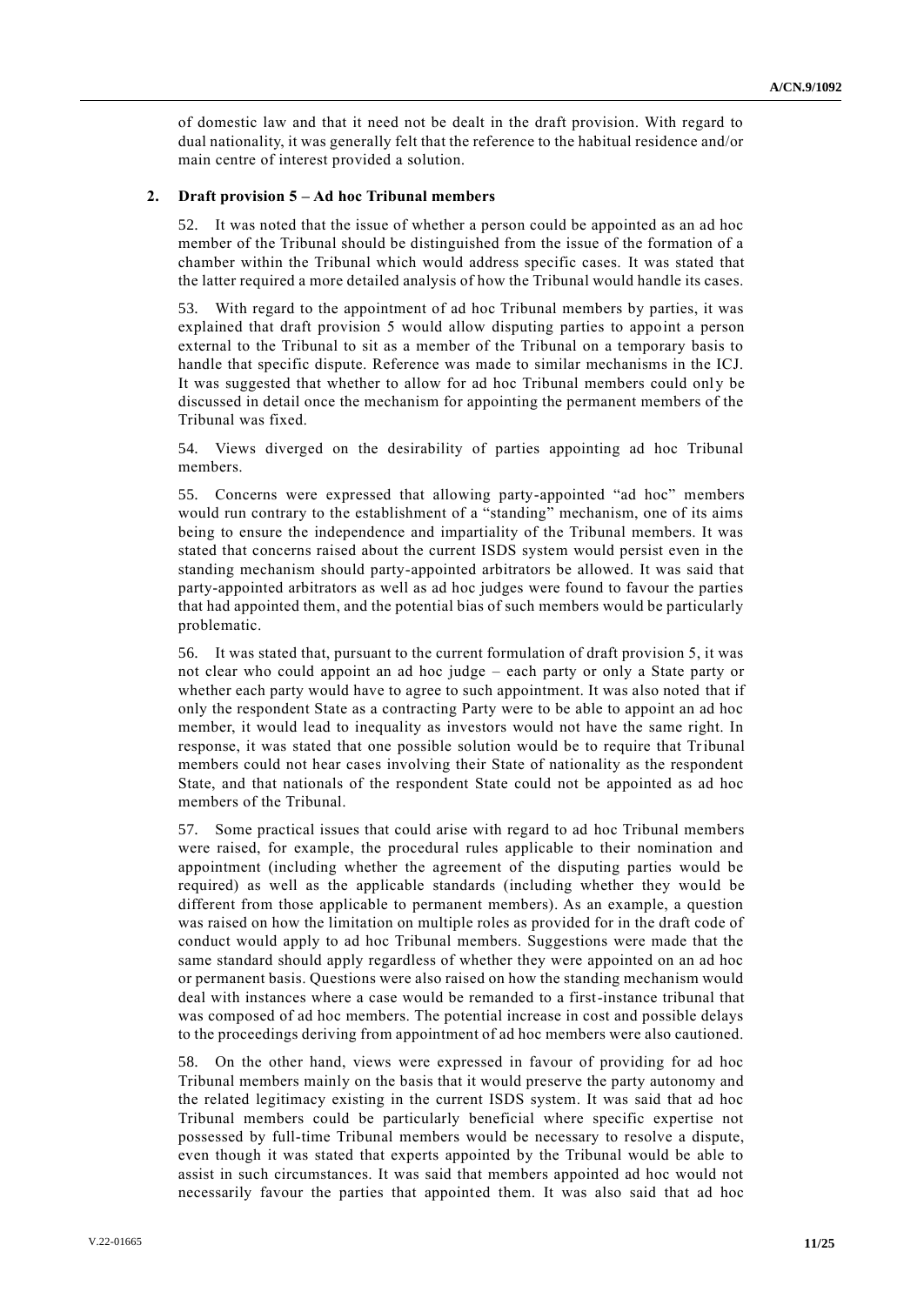of domestic law and that it need not be dealt in the draft provision. With regard to dual nationality, it was generally felt that the reference to the habitual residence and/or main centre of interest provided a solution.

### 2. Draft provision 5 – Ad hoc Tribunal members

52. It was noted that the issue of whether a person could be appointed as an ad hoc member of the Tribunal should be distinguished from the issue of the formation of a chamber within the Tribunal which would address specific cases. It was stated that the latter required a more detailed analysis of how the Tribunal would handle its cases.

53. With regard to the appointment of ad hoc Tribunal members by parties, it was explained that draft provision 5 would allow disputing parties to appoint a person external to the Tribunal to sit as a member of the Tribunal on a temporary basis to handle that specific dispute. Reference was made to similar mechanisms in the ICJ. It was suggested that whether to allow for ad hoc Tribunal members could only be discussed in detail once the mechanism for appointing the permanent members of the Tribunal was fixed.

54. Views diverged on the desirability of parties appointing ad hoc Tribunal members.

55. Concerns were expressed that allowing party-appointed "ad hoc" members would run contrary to the establishment of a "standing" mechanism, one of its aims being to ensure the independence and impartiality of the Tribunal members. It was stated that concerns raised about the current ISDS system would persist even in the standing mechanism should party-appointed arbitrators be allowed. It was said that party-appointed arbitrators as well as ad hoc judges were found to favour the parties that had appointed them, and the potential bias of such members would be particularly problematic.

56. It was stated that, pursuant to the current formulation of draft provision 5, it was not clear who could appoint an ad hoc judge – each party or only a State party or whether each party would have to agree to such appointment. It was also noted that if only the respondent State as a contracting Party were to be able to appoint an ad hoc member, it would lead to inequality as investors would not have the same right. In response, it was stated that one possible solution would be to require that Tribunal members could not hear cases involving their State of nationality as the respondent State, and that nationals of the respondent State could not be appointed as ad hoc members of the Tribunal.

57. Some practical issues that could arise with regard to ad hoc Tribunal members were raised, for example, the procedural rules applicable to their nomination and appointment (including whether the agreement of the disputing parties would be required) as well as the applicable standards (including whether they would be different from those applicable to permanent members). As an example, a question was raised on how the limitation on multiple roles as provided for in the draft code of conduct would apply to ad hoc Tribunal members. Suggestions were made that the same standard should apply regardless of whether they were appointed on an ad hoc or permanent basis. Questions were also raised on how the standing mechanism would deal with instances where a case would be remanded to a first-instance tribunal that was composed of ad hoc members. The potential increase in cost and possible delays to the proceedings deriving from appointment of ad hoc members were also cautioned.

58. On the other hand, views were expressed in favour of providing for ad hoc Tribunal members mainly on the basis that it would preserve the party autonomy and the related legitimacy existing in the current ISDS system. It was said that ad hoc Tribunal members could be particularly beneficial where specific expertise not possessed by full-time Tribunal members would be necessary to resolve a dispute, even though it was stated that experts appointed by the Tribunal would be able to assist in such circumstances. It was said that members appointed ad hoc would not necessarily favour the parties that appointed them. It was also said that ad hoc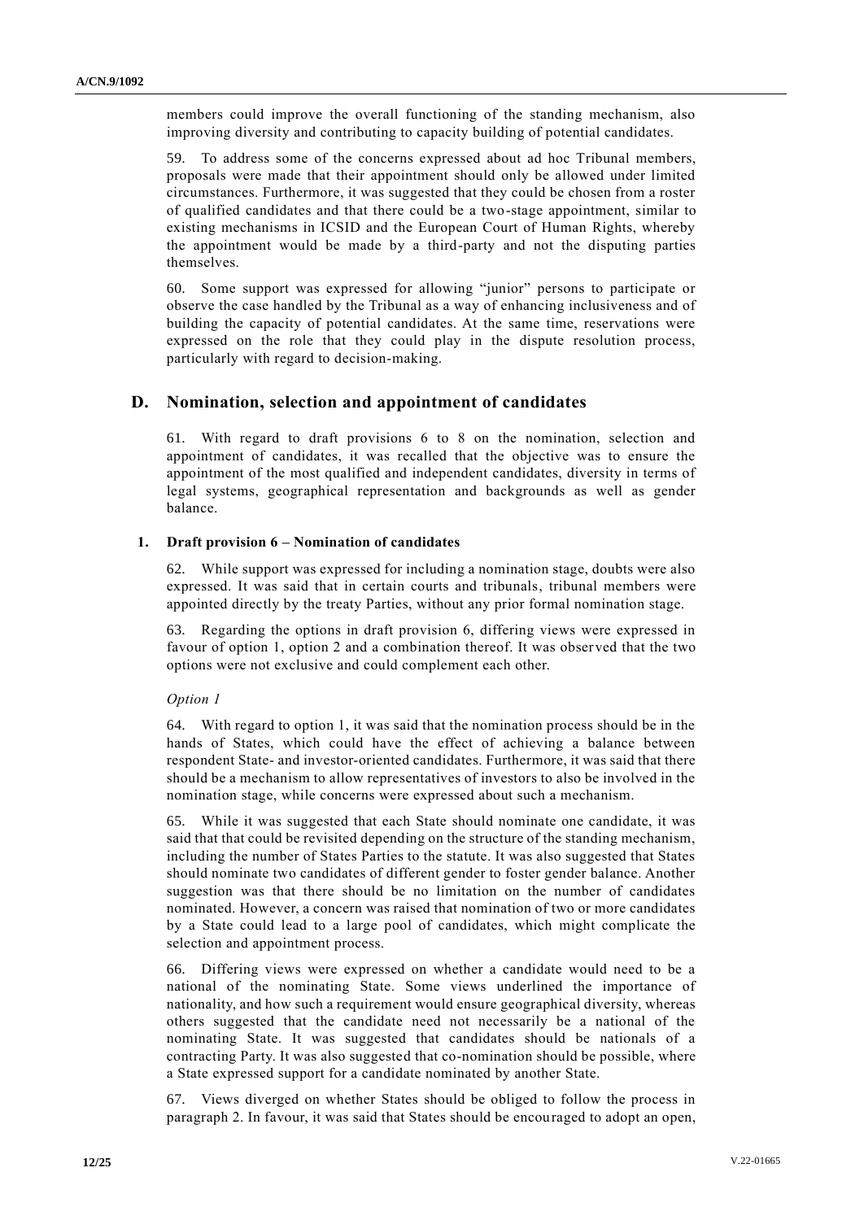members could improve the overall functioning of the standing mechanism, also improving diversity and contributing to capacity building of potential candidates.

59. To address some of the concerns expressed about ad hoc Tribunal members, proposals were made that their appointment should only be allowed under limited circumstances. Furthermore, it was suggested that they could be chosen from a roster of qualified candidates and that there could be a two-stage appointment, similar to existing mechanisms in ICSID and the European Court of Human Rights, whereby the appointment would be made by a third-party and not the disputing parties themselves.

60. Some support was expressed for allowing "junior" persons to participate or observe the case handled by the Tribunal as a way of enhancing inclusiveness and of building the capacity of potential candidates. At the same time, reservations were expressed on the role that they could play in the dispute resolution process, particularly with regard to decision-making.

## D. Nomination, selection and appointment of candidates

61. With regard to draft provisions 6 to 8 on the nomination, selection and appointment of candidates, it was recalled that the objective was to ensure the appointment of the most qualified and independent candidates, diversity in terms of legal systems, geographical representation and backgrounds as well as gender balance.

### 1. Draft provision 6 – Nomination of candidates

62. While support was expressed for including a nomination stage, doubts were also expressed. It was said that in certain courts and tribunals, tribunal members were appointed directly by the treaty Parties, without any prior formal nomination stage.

63. Regarding the options in draft provision 6, differing views were expressed in favour of option 1, option 2 and a combination thereof. It was observed that the two options were not exclusive and could complement each other.

*Option 1*

64. With regard to option 1, it was said that the nomination process should be in the hands of States, which could have the effect of achieving a balance between respondent State- and investor-oriented candidates. Furthermore, it was said that there should be a mechanism to allow representatives of investors to also be involved in the nomination stage, while concerns were expressed about such a mechanism.

65. While it was suggested that each State should nominate one candidate, it was said that that could be revisited depending on the structure of the standing mechanism, including the number of States Parties to the statute. It was also suggested that States should nominate two candidates of different gender to foster gender balance. Another suggestion was that there should be no limitation on the number of candidates nominated. However, a concern was raised that nomination of two or more candidates by a State could lead to a large pool of candidates, which might complicate the selection and appointment process.

66. Differing views were expressed on whether a candidate would need to be a national of the nominating State. Some views underlined the importance of nationality, and how such a requirement would ensure geographical diversity, whereas others suggested that the candidate need not necessarily be a national of the nominating State. It was suggested that candidates should be nationals of a contracting Party. It was also suggested that co-nomination should be possible, where a State expressed support for a candidate nominated by another State.

67. Views diverged on whether States should be obliged to follow the process in paragraph 2. In favour, it was said that States should be encouraged to adopt an open,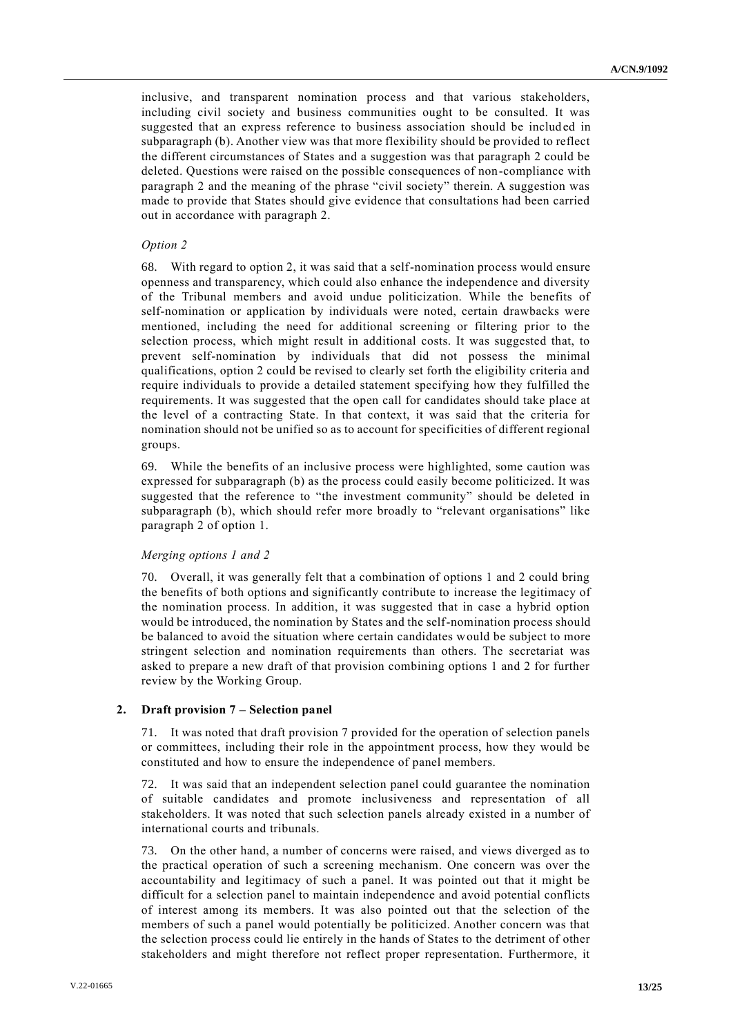inclusive, and transparent nomination process and that various stakeholders, including civil society and business communities ought to be consulted. It was suggested that an express reference to business association should be included in subparagraph (b). Another view was that more flexibility should be provided to reflect the different circumstances of States and a suggestion was that paragraph 2 could be deleted. Questions were raised on the possible consequences of non-compliance with paragraph 2 and the meaning of the phrase "civil society" therein. A suggestion was made to provide that States should give evidence that consultations had been carried out in accordance with paragraph 2.

*Option 2*

68. With regard to option 2, it was said that a self-nomination process would ensure openness and transparency, which could also enhance the independence and diversity of the Tribunal members and avoid undue politicization. While the benefits of self-nomination or application by individuals were noted, certain drawbacks were mentioned, including the need for additional screening or filtering prior to the selection process, which might result in additional costs. It was suggested that, to prevent self-nomination by individuals that did not possess the minimal qualifications, option 2 could be revised to clearly set forth the eligibility criteria and require individuals to provide a detailed statement specifying how they fulfilled the requirements. It was suggested that the open call for candidates should take place at the level of a contracting State. In that context, it was said that the criteria for nomination should not be unified so as to account for specificities of different regional groups.

69. While the benefits of an inclusive process were highlighted, some caution was expressed for subparagraph (b) as the process could easily become politicized. It was suggested that the reference to "the investment community" should be deleted in subparagraph (b), which should refer more broadly to "relevant organisations" like paragraph 2 of option 1.

*Merging options 1 and 2*

70. Overall, it was generally felt that a combination of options 1 and 2 could bring the benefits of both options and significantly contribute to increase the legitimacy of the nomination process. In addition, it was suggested that in case a hybrid option would be introduced, the nomination by States and the self-nomination process should be balanced to avoid the situation where certain candidates would be subject to more stringent selection and nomination requirements than others. The secretariat was asked to prepare a new draft of that provision combining options 1 and 2 for further review by the Working Group.

### 2. Draft provision 7 – Selection panel

71. It was noted that draft provision 7 provided for the operation of selection panels or committees, including their role in the appointment process, how they would be constituted and how to ensure the independence of panel members.

72. It was said that an independent selection panel could guarantee the nomination of suitable candidates and promote inclusiveness and representation of all stakeholders. It was noted that such selection panels already existed in a number of international courts and tribunals.

73. On the other hand, a number of concerns were raised, and views diverged as to the practical operation of such a screening mechanism. One concern was over the accountability and legitimacy of such a panel. It was pointed out that it might be difficult for a selection panel to maintain independence and avoid potential conflicts of interest among its members. It was also pointed out that the selection of the members of such a panel would potentially be politicized. Another concern was that the selection process could lie entirely in the hands of States to the detriment of other stakeholders and might therefore not reflect proper representation. Furthermore, it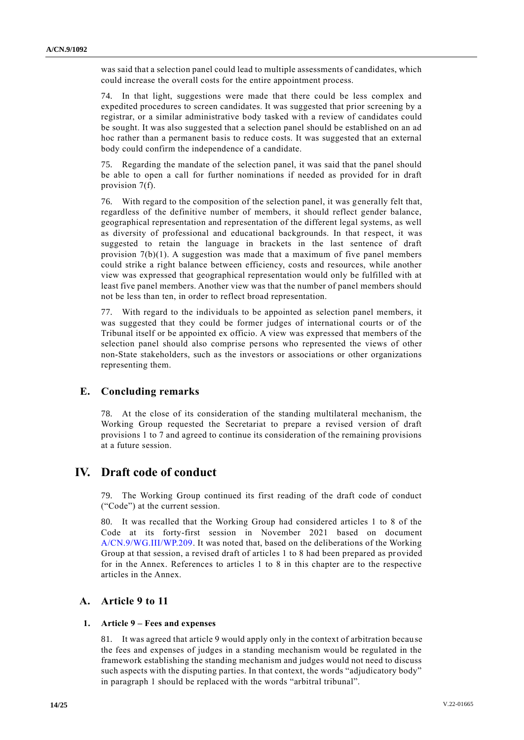was said that a selection panel could lead to multiple assessments of candidates, which could increase the overall costs for the entire appointment process.

74. In that light, suggestions were made that there could be less complex and expedited procedures to screen candidates. It was suggested that prior screening by a registrar, or a similar administrative body tasked with a review of candidates could be sought. It was also suggested that a selection panel should be established on an ad hoc rather than a permanent basis to reduce costs. It was suggested that an external body could confirm the independence of a candidate.

75. Regarding the mandate of the selection panel, it was said that the panel should be able to open a call for further nominations if needed as provided for in draft provision 7(f).

76. With regard to the composition of the selection panel, it was generally felt that, regardless of the definitive number of members, it should reflect gender balance, geographical representation and representation of the different legal systems, as well as diversity of professional and educational backgrounds. In that respect, it was suggested to retain the language in brackets in the last sentence of draft provision 7(b)(1). A suggestion was made that a maximum of five panel members could strike a right balance between efficiency, costs and resources, while another view was expressed that geographical representation would only be fulfilled with at least five panel members. Another view was that the number of panel members should not be less than ten, in order to reflect broad representation.

77. With regard to the individuals to be appointed as selection panel members, it was suggested that they could be former judges of international courts or of the Tribunal itself or be appointed ex officio. A view was expressed that members of the selection panel should also comprise persons who represented the views of other non-State stakeholders, such as the investors or associations or other organizations representing them.

## E. Concluding remarks

78. At the close of its consideration of the standing multilateral mechanism, the Working Group requested the Secretariat to prepare a revised version of draft provisions 1 to 7 and agreed to continue its consideration of the remaining provisions at a future session.

# IV. Draft code of conduct

79. The Working Group continued its first reading of the draft code of conduct ("Code") at the current session.

80. It was recalled that the Working Group had considered articles 1 to 8 of the Code at its forty-first session in November 2021 based on document A/CN.9/WG.III/WP.209. It was noted that, based on the deliberations of the Working Group at that session, a revised draft of articles 1 to 8 had been prepared as provided for in the Annex. References to articles 1 to 8 in this chapter are to the respective articles in the Annex.

## A. Article 9 to 11

### 1. Article 9 – Fees and expenses

81. It was agreed that article 9 would apply only in the context of arbitration because the fees and expenses of judges in a standing mechanism would be regulated in the framework establishing the standing mechanism and judges would not need to discuss such aspects with the disputing parties. In that context, the words "adjudicatory body" in paragraph 1 should be replaced with the words "arbitral tribunal".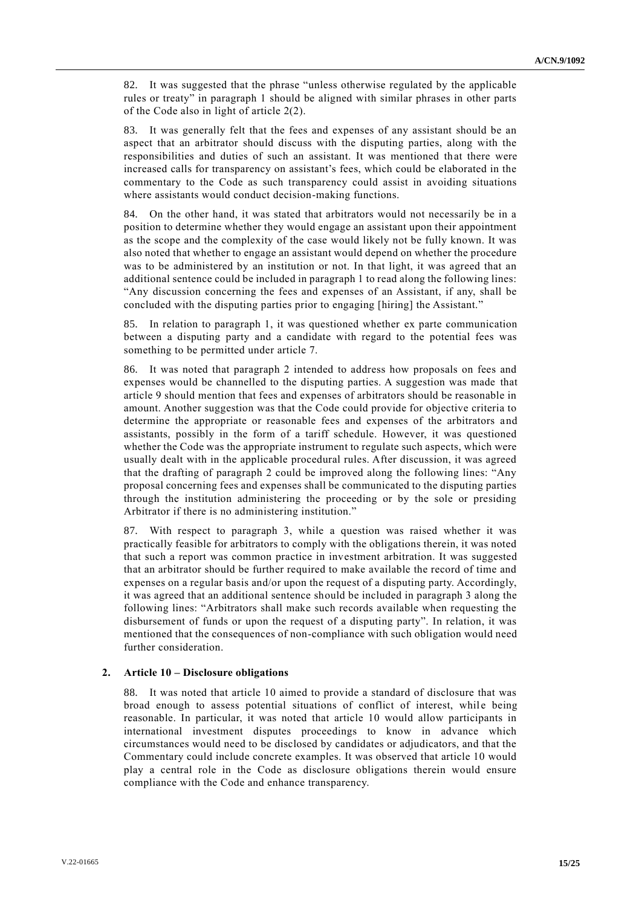82. It was suggested that the phrase "unless otherwise regulated by the applicable rules or treaty" in paragraph 1 should be aligned with similar phrases in other parts of the Code also in light of article 2(2).

83. It was generally felt that the fees and expenses of any assistant should be an aspect that an arbitrator should discuss with the disputing parties, along with the responsibilities and duties of such an assistant. It was mentioned that there were increased calls for transparency on assistant's fees, which could be elaborated in the commentary to the Code as such transparency could assist in avoiding situations where assistants would conduct decision-making functions.

84. On the other hand, it was stated that arbitrators would not necessarily be in a position to determine whether they would engage an assistant upon their appointment as the scope and the complexity of the case would likely not be fully known. It was also noted that whether to engage an assistant would depend on whether the procedure was to be administered by an institution or not. In that light, it was agreed that an additional sentence could be included in paragraph 1 to read along the following lines: "Any discussion concerning the fees and expenses of an Assistant, if any, shall be concluded with the disputing parties prior to engaging [hiring] the Assistant."

85. In relation to paragraph 1, it was questioned whether ex parte communication between a disputing party and a candidate with regard to the potential fees was something to be permitted under article 7.

86. It was noted that paragraph 2 intended to address how proposals on fees and expenses would be channelled to the disputing parties. A suggestion was made that article 9 should mention that fees and expenses of arbitrators should be reasonable in amount. Another suggestion was that the Code could provide for objective criteria to determine the appropriate or reasonable fees and expenses of the arbitrators and assistants, possibly in the form of a tariff schedule. However, it was questioned whether the Code was the appropriate instrument to regulate such aspects, which were usually dealt with in the applicable procedural rules. After discussion, it was agreed that the drafting of paragraph 2 could be improved along the following lines: "Any proposal concerning fees and expenses shall be communicated to the disputing parties through the institution administering the proceeding or by the sole or presiding Arbitrator if there is no administering institution."

87. With respect to paragraph 3, while a question was raised whether it was practically feasible for arbitrators to comply with the obligations therein, it was noted that such a report was common practice in investment arbitration. It was suggested that an arbitrator should be further required to make available the record of time and expenses on a regular basis and/or upon the request of a disputing party. Accordingly, it was agreed that an additional sentence should be included in paragraph 3 along the following lines: "Arbitrators shall make such records available when requesting the disbursement of funds or upon the request of a disputing party". In relation, it was mentioned that the consequences of non-compliance with such obligation would need further consideration.

### 2. Article 10 – Disclosure obligations

88. It was noted that article 10 aimed to provide a standard of disclosure that was broad enough to assess potential situations of conflict of interest, while being reasonable. In particular, it was noted that article 10 would allow participants in international investment disputes proceedings to know in advance which circumstances would need to be disclosed by candidates or adjudicators, and that the Commentary could include concrete examples. It was observed that article 10 would play a central role in the Code as disclosure obligations therein would ensure compliance with the Code and enhance transparency.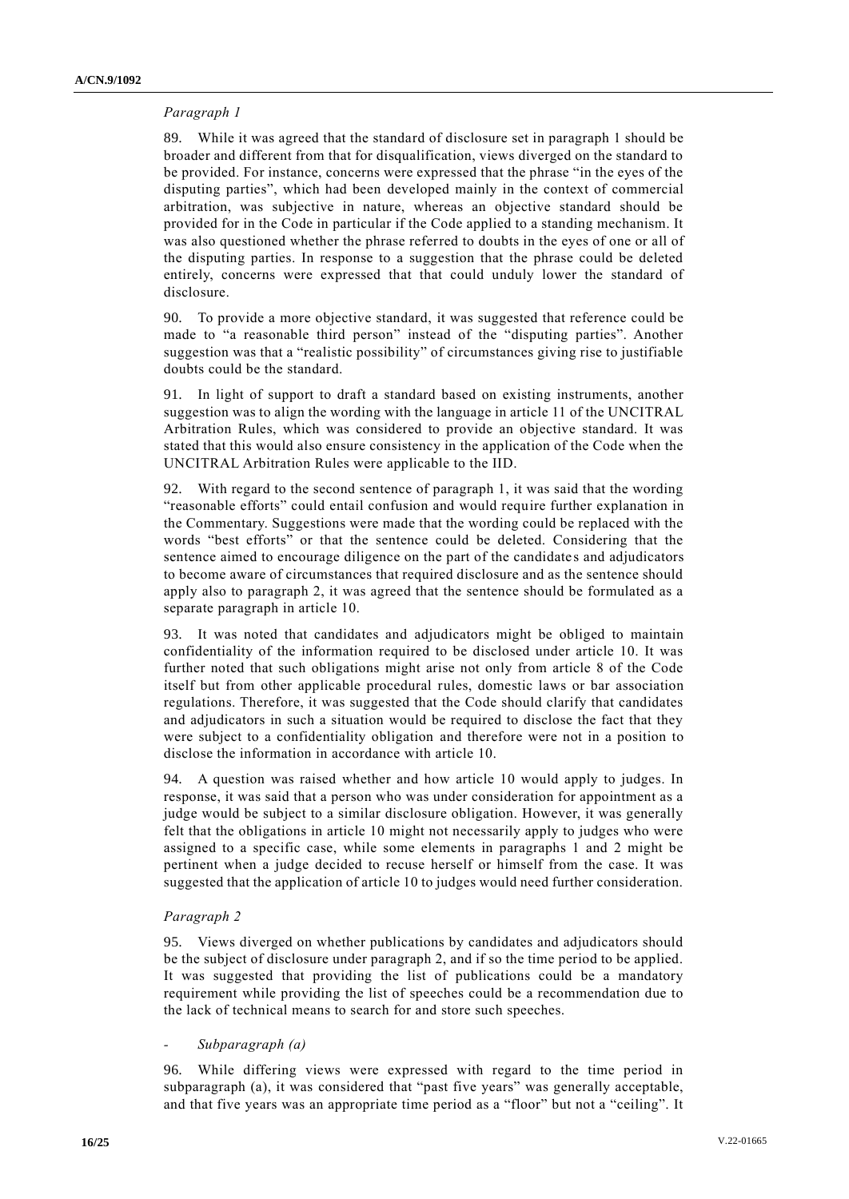*Paragraph 1*

89. While it was agreed that the standard of disclosure set in paragraph 1 should be broader and different from that for disqualification, views diverged on the standard to be provided. For instance, concerns were expressed that the phrase "in the eyes of the disputing parties", which had been developed mainly in the context of commercial arbitration, was subjective in nature, whereas an objective standard should be provided for in the Code in particular if the Code applied to a standing mechanism. It was also questioned whether the phrase referred to doubts in the eyes of one or all of the disputing parties. In response to a suggestion that the phrase could be deleted entirely, concerns were expressed that that could unduly lower the standard of disclosure.

90. To provide a more objective standard, it was suggested that reference could be made to "a reasonable third person" instead of the "disputing parties". Another suggestion was that a "realistic possibility" of circumstances giving rise to justifiable doubts could be the standard.

91. In light of support to draft a standard based on existing instruments, another suggestion was to align the wording with the language in article 11 of the UNCITRAL Arbitration Rules, which was considered to provide an objective standard. It was stated that this would also ensure consistency in the application of the Code when the UNCITRAL Arbitration Rules were applicable to the IID.

92. With regard to the second sentence of paragraph 1, it was said that the wording "reasonable efforts" could entail confusion and would require further explanation in the Commentary. Suggestions were made that the wording could be replaced with the words "best efforts" or that the sentence could be deleted. Considering that the sentence aimed to encourage diligence on the part of the candidates and adjudicators to become aware of circumstances that required disclosure and as the sentence should apply also to paragraph 2, it was agreed that the sentence should be formulated as a separate paragraph in article 10.

93. It was noted that candidates and adjudicators might be obliged to maintain confidentiality of the information required to be disclosed under article 10. It was further noted that such obligations might arise not only from article 8 of the Code itself but from other applicable procedural rules, domestic laws or bar association regulations. Therefore, it was suggested that the Code should clarify that candidates and adjudicators in such a situation would be required to disclose the fact that they were subject to a confidentiality obligation and therefore were not in a position to disclose the information in accordance with article 10.

94. A question was raised whether and how article 10 would apply to judges. In response, it was said that a person who was under consideration for appointment as a judge would be subject to a similar disclosure obligation. However, it was generally felt that the obligations in article 10 might not necessarily apply to judges who were assigned to a specific case, while some elements in paragraphs 1 and 2 might be pertinent when a judge decided to recuse herself or himself from the case. It was suggested that the application of article 10 to judges would need further consideration.

*Paragraph 2*

95. Views diverged on whether publications by candidates and adjudicators should be the subject of disclosure under paragraph 2, and if so the time period to be applied. It was suggested that providing the list of publications could be a mandatory requirement while providing the list of speeches could be a recommendation due to the lack of technical means to search for and store such speeches.

- *Subparagraph (a)*

96. While differing views were expressed with regard to the time period in subparagraph (a), it was considered that "past five years" was generally acceptable, and that five years was an appropriate time period as a "floor" but not a "ceiling". It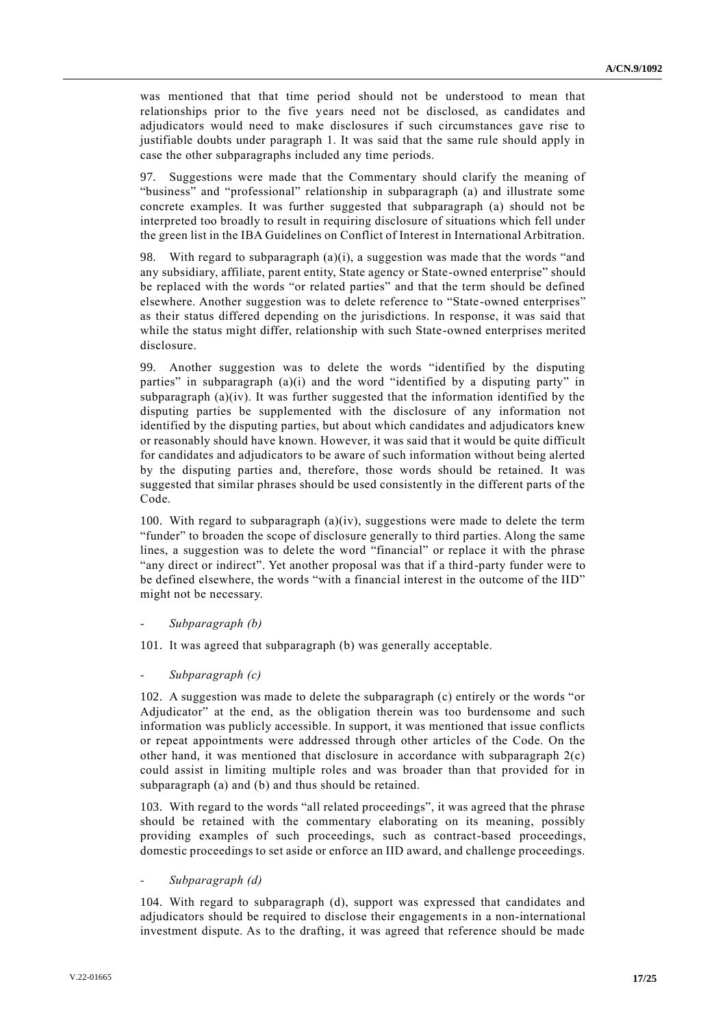was mentioned that that time period should not be understood to mean that relationships prior to the five years need not be disclosed, as candidates and adjudicators would need to make disclosures if such circumstances gave rise to justifiable doubts under paragraph 1. It was said that the same rule should apply in case the other subparagraphs included any time periods.

97. Suggestions were made that the Commentary should clarify the meaning of "business" and "professional" relationship in subparagraph (a) and illustrate some concrete examples. It was further suggested that subparagraph (a) should not be interpreted too broadly to result in requiring disclosure of situations which fell under the green list in the IBA Guidelines on Conflict of Interest in International Arbitration.

98. With regard to subparagraph (a)(i), a suggestion was made that the words "and any subsidiary, affiliate, parent entity, State agency or State-owned enterprise" should be replaced with the words "or related parties" and that the term should be defined elsewhere. Another suggestion was to delete reference to "State-owned enterprises" as their status differed depending on the jurisdictions. In response, it was said that while the status might differ, relationship with such State-owned enterprises merited disclosure.

99. Another suggestion was to delete the words "identified by the disputing parties" in subparagraph (a)(i) and the word "identified by a disputing party" in subparagraph (a)(iv). It was further suggested that the information identified by the disputing parties be supplemented with the disclosure of any information not identified by the disputing parties, but about which candidates and adjudicators knew or reasonably should have known. However, it was said that it would be quite difficult for candidates and adjudicators to be aware of such information without being alerted by the disputing parties and, therefore, those words should be retained. It was suggested that similar phrases should be used consistently in the different parts of the Code.

100. With regard to subparagraph (a)(iv), suggestions were made to delete the term "funder" to broaden the scope of disclosure generally to third parties. Along the same lines, a suggestion was to delete the word "financial" or replace it with the phrase "any direct or indirect". Yet another proposal was that if a third-party funder were to be defined elsewhere, the words "with a financial interest in the outcome of the IID" might not be necessary.

- *Subparagraph (b)*

101. It was agreed that subparagraph (b) was generally acceptable.

- *Subparagraph (c)*

102. A suggestion was made to delete the subparagraph (c) entirely or the words "or Adjudicator" at the end, as the obligation therein was too burdensome and such information was publicly accessible. In support, it was mentioned that issue conflicts or repeat appointments were addressed through other articles of the Code. On the other hand, it was mentioned that disclosure in accordance with subparagraph 2(c) could assist in limiting multiple roles and was broader than that provided for in subparagraph (a) and (b) and thus should be retained.

103. With regard to the words "all related proceedings", it was agreed that the phrase should be retained with the commentary elaborating on its meaning, possibly providing examples of such proceedings, such as contract-based proceedings, domestic proceedings to set aside or enforce an IID award, and challenge proceedings.

- *Subparagraph (d)*

104. With regard to subparagraph (d), support was expressed that candidates and adjudicators should be required to disclose their engagements in a non-international investment dispute. As to the drafting, it was agreed that reference should be made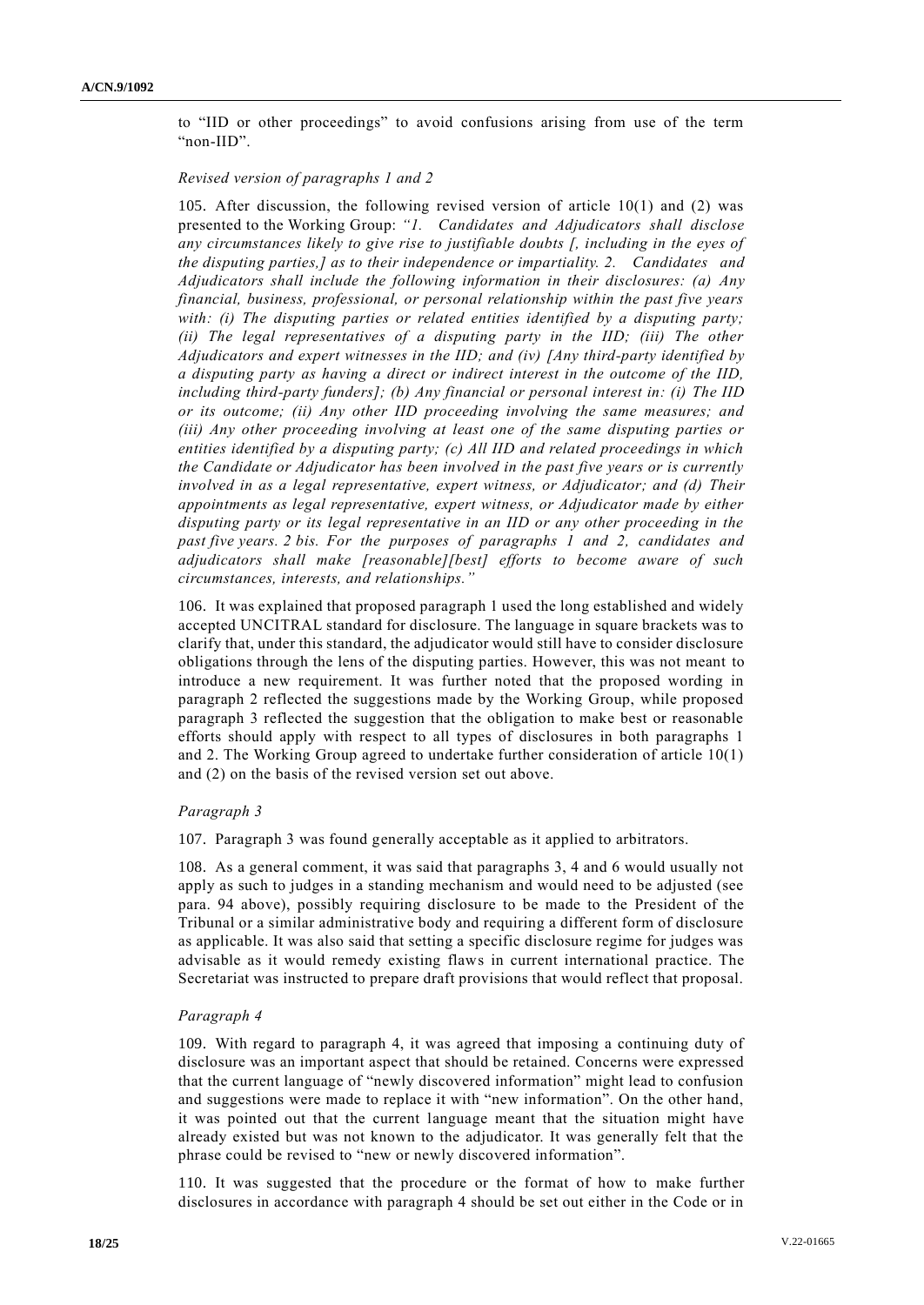to "IID or other proceedings" to avoid confusions arising from use of the term "non-IID".

*Revised version of paragraphs 1 and 2*

105. After discussion, the following revised version of article 10(1) and (2) was presented to the Working Group: *"1. Candidates and Adjudicators shall disclose any circumstances likely to give rise to justifiable doubts [, including in the eyes of the disputing parties,] as to their independence or impartiality. 2. Candidates and Adjudicators shall include the following information in their disclosures: (a) Any financial, business, professional, or personal relationship within the past five years with: (i) The disputing parties or related entities identified by a disputing party; (ii) The legal representatives of a disputing party in the IID; (iii) The other Adjudicators and expert witnesses in the IID; and (iv) [Any third-party identified by a disputing party as having a direct or indirect interest in the outcome of the IID, including third-party funders]; (b) Any financial or personal interest in: (i) The IID or its outcome; (ii) Any other IID proceeding involving the same measures; and (iii) Any other proceeding involving at least one of the same disputing parties or entities identified by a disputing party; (c) All IID and related proceedings in which the Candidate or Adjudicator has been involved in the past five years or is currently involved in as a legal representative, expert witness, or Adjudicator; and (d) Their appointments as legal representative, expert witness, or Adjudicator made by either disputing party or its legal representative in an IID or any other proceeding in the past five years. 2 bis. For the purposes of paragraphs 1 and 2, candidates and adjudicators shall make [reasonable][best] efforts to become aware of such circumstances, interests, and relationships."*

106. It was explained that proposed paragraph 1 used the long established and widely accepted UNCITRAL standard for disclosure. The language in square brackets was to clarify that, under this standard, the adjudicator would still have to consider disclosure obligations through the lens of the disputing parties. However, this was not meant to introduce a new requirement. It was further noted that the proposed wording in paragraph 2 reflected the suggestions made by the Working Group, while proposed paragraph 3 reflected the suggestion that the obligation to make best or reasonable efforts should apply with respect to all types of disclosures in both paragraphs 1 and 2. The Working Group agreed to undertake further consideration of article 10(1) and (2) on the basis of the revised version set out above.

*Paragraph 3*

107. Paragraph 3 was found generally acceptable as it applied to arbitrators.

108. As a general comment, it was said that paragraphs 3, 4 and 6 would usually not apply as such to judges in a standing mechanism and would need to be adjusted (see para. 94 above), possibly requiring disclosure to be made to the President of the Tribunal or a similar administrative body and requiring a different form of disclosure as applicable. It was also said that setting a specific disclosure regime for judges was advisable as it would remedy existing flaws in current international practice. The Secretariat was instructed to prepare draft provisions that would reflect that proposal.

*Paragraph 4*

109. With regard to paragraph 4, it was agreed that imposing a continuing duty of disclosure was an important aspect that should be retained. Concerns were expressed that the current language of "newly discovered information" might lead to confusion and suggestions were made to replace it with "new information". On the other hand, it was pointed out that the current language meant that the situation might have already existed but was not known to the adjudicator. It was generally felt that the phrase could be revised to "new or newly discovered information".

110. It was suggested that the procedure or the format of how to make further disclosures in accordance with paragraph 4 should be set out either in the Code or in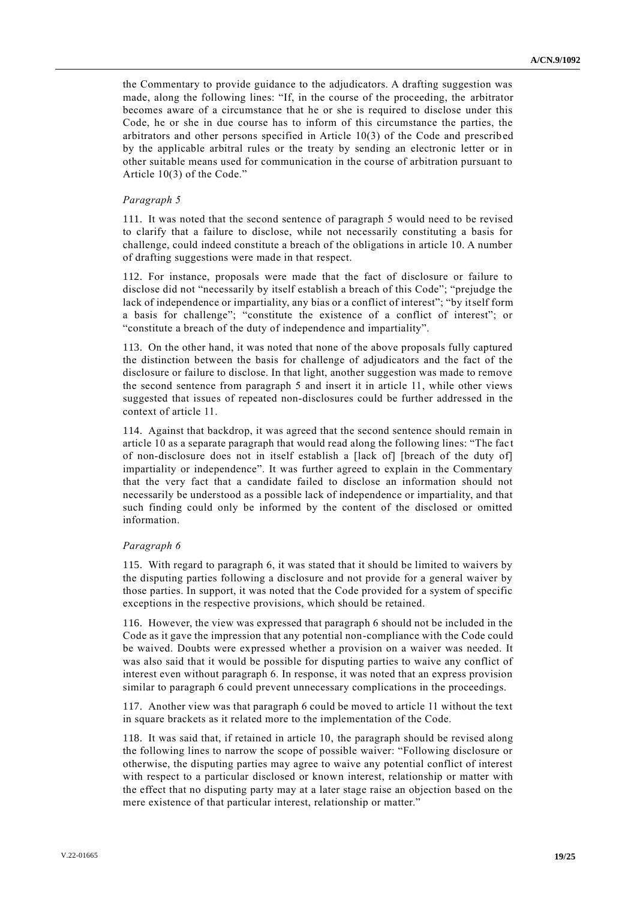the Commentary to provide guidance to the adjudicators. A drafting suggestion was made, along the following lines: "If, in the course of the proceeding, the arbitrator becomes aware of a circumstance that he or she is required to disclose under this Code, he or she in due course has to inform of this circumstance the parties, the arbitrators and other persons specified in Article 10(3) of the Code and prescribed by the applicable arbitral rules or the treaty by sending an electronic letter or in other suitable means used for communication in the course of arbitration pursuant to Article 10(3) of the Code."

*Paragraph 5*

111. It was noted that the second sentence of paragraph 5 would need to be revised to clarify that a failure to disclose, while not necessarily constituting a basis for challenge, could indeed constitute a breach of the obligations in article 10. A number of drafting suggestions were made in that respect.

112. For instance, proposals were made that the fact of disclosure or failure to disclose did not "necessarily by itself establish a breach of this Code"; "prejudge the lack of independence or impartiality, any bias or a conflict of interest"; "by itself form a basis for challenge"; "constitute the existence of a conflict of interest"; or "constitute a breach of the duty of independence and impartiality".

113. On the other hand, it was noted that none of the above proposals fully captured the distinction between the basis for challenge of adjudicators and the fact of the disclosure or failure to disclose. In that light, another suggestion was made to remove the second sentence from paragraph 5 and insert it in article 11, while other views suggested that issues of repeated non-disclosures could be further addressed in the context of article 11.

114. Against that backdrop, it was agreed that the second sentence should remain in article 10 as a separate paragraph that would read along the following lines: "The fact of non-disclosure does not in itself establish a [lack of] [breach of the duty of] impartiality or independence". It was further agreed to explain in the Commentary that the very fact that a candidate failed to disclose an information should not necessarily be understood as a possible lack of independence or impartiality, and that such finding could only be informed by the content of the disclosed or omitted information.

*Paragraph 6*

115. With regard to paragraph 6, it was stated that it should be limited to waivers by the disputing parties following a disclosure and not provide for a general waiver by those parties. In support, it was noted that the Code provided for a system of specific exceptions in the respective provisions, which should be retained.

116. However, the view was expressed that paragraph 6 should not be included in the Code as it gave the impression that any potential non-compliance with the Code could be waived. Doubts were expressed whether a provision on a waiver was needed. It was also said that it would be possible for disputing parties to waive any conflict of interest even without paragraph 6. In response, it was noted that an express provision similar to paragraph 6 could prevent unnecessary complications in the proceedings.

117. Another view was that paragraph 6 could be moved to article 11 without the text in square brackets as it related more to the implementation of the Code.

118. It was said that, if retained in article 10, the paragraph should be revised along the following lines to narrow the scope of possible waiver: "Following disclosure or otherwise, the disputing parties may agree to waive any potential conflict of interest with respect to a particular disclosed or known interest, relationship or matter with the effect that no disputing party may at a later stage raise an objection based on the mere existence of that particular interest, relationship or matter."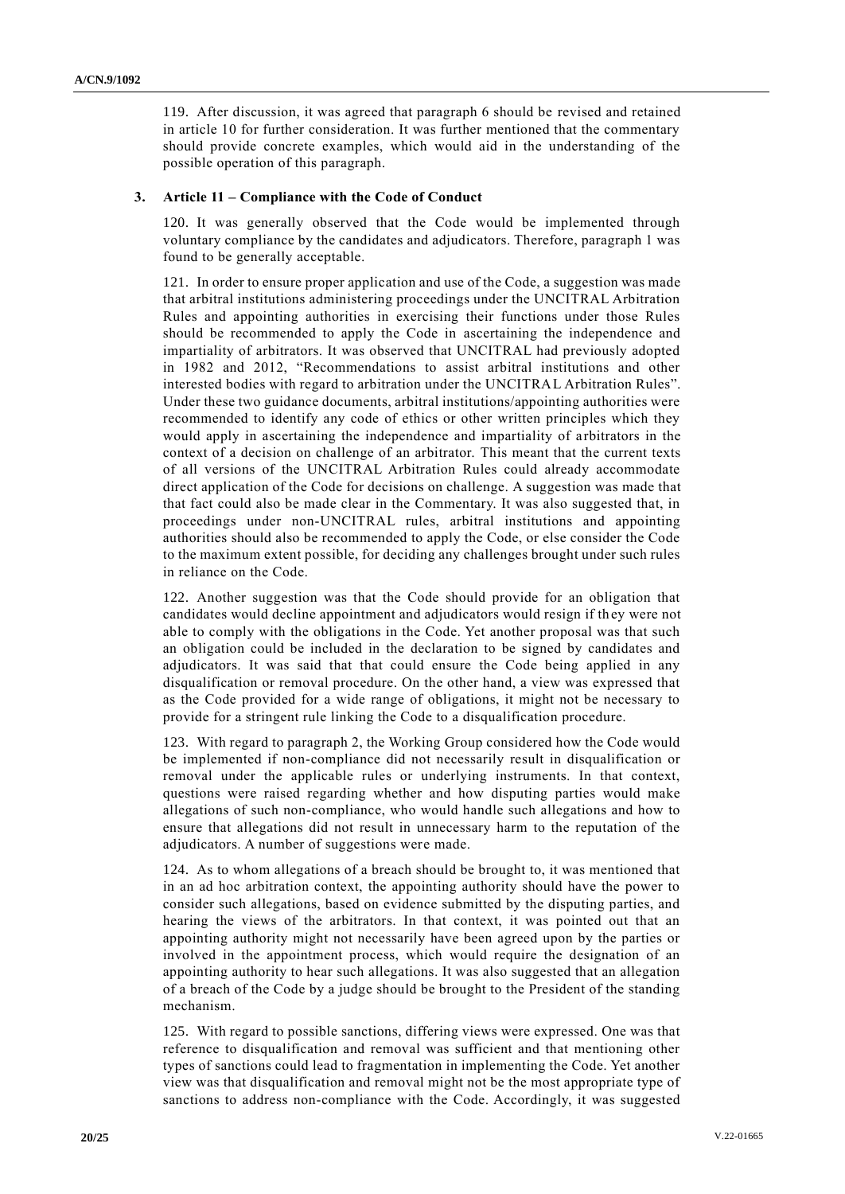119. After discussion, it was agreed that paragraph 6 should be revised and retained in article 10 for further consideration. It was further mentioned that the commentary should provide concrete examples, which would aid in the understanding of the possible operation of this paragraph.

### 3. Article 11 – Compliance with the Code of Conduct

120. It was generally observed that the Code would be implemented through voluntary compliance by the candidates and adjudicators. Therefore, paragraph 1 was found to be generally acceptable.

121. In order to ensure proper application and use of the Code, a suggestion was made that arbitral institutions administering proceedings under the UNCITRAL Arbitration Rules and appointing authorities in exercising their functions under those Rules should be recommended to apply the Code in ascertaining the independence and impartiality of arbitrators. It was observed that UNCITRAL had previously adopted in 1982 and 2012, "Recommendations to assist arbitral institutions and other interested bodies with regard to arbitration under the UNCITRAL Arbitration Rules". Under these two guidance documents, arbitral institutions/appointing authorities were recommended to identify any code of ethics or other written principles which they would apply in ascertaining the independence and impartiality of arbitrators in the context of a decision on challenge of an arbitrator. This meant that the current texts of all versions of the UNCITRAL Arbitration Rules could already accommodate direct application of the Code for decisions on challenge. A suggestion was made that that fact could also be made clear in the Commentary. It was also suggested that, in proceedings under non-UNCITRAL rules, arbitral institutions and appointing authorities should also be recommended to apply the Code, or else consider the Code to the maximum extent possible, for deciding any challenges brought under such rules in reliance on the Code.

122. Another suggestion was that the Code should provide for an obligation that candidates would decline appointment and adjudicators would resign if they were not able to comply with the obligations in the Code. Yet another proposal was that such an obligation could be included in the declaration to be signed by candidates and adjudicators. It was said that that could ensure the Code being applied in any disqualification or removal procedure. On the other hand, a view was expressed that as the Code provided for a wide range of obligations, it might not be necessary to provide for a stringent rule linking the Code to a disqualification procedure.

123. With regard to paragraph 2, the Working Group considered how the Code would be implemented if non-compliance did not necessarily result in disqualification or removal under the applicable rules or underlying instruments. In that context, questions were raised regarding whether and how disputing parties would make allegations of such non-compliance, who would handle such allegations and how to ensure that allegations did not result in unnecessary harm to the reputation of the adjudicators. A number of suggestions were made.

124. As to whom allegations of a breach should be brought to, it was mentioned that in an ad hoc arbitration context, the appointing authority should have the power to consider such allegations, based on evidence submitted by the disputing parties, and hearing the views of the arbitrators. In that context, it was pointed out that an appointing authority might not necessarily have been agreed upon by the parties or involved in the appointment process, which would require the designation of an appointing authority to hear such allegations. It was also suggested that an allegation of a breach of the Code by a judge should be brought to the President of the standing mechanism.

125. With regard to possible sanctions, differing views were expressed. One was that reference to disqualification and removal was sufficient and that mentioning other types of sanctions could lead to fragmentation in implementing the Code. Yet another view was that disqualification and removal might not be the most appropriate type of sanctions to address non-compliance with the Code. Accordingly, it was suggested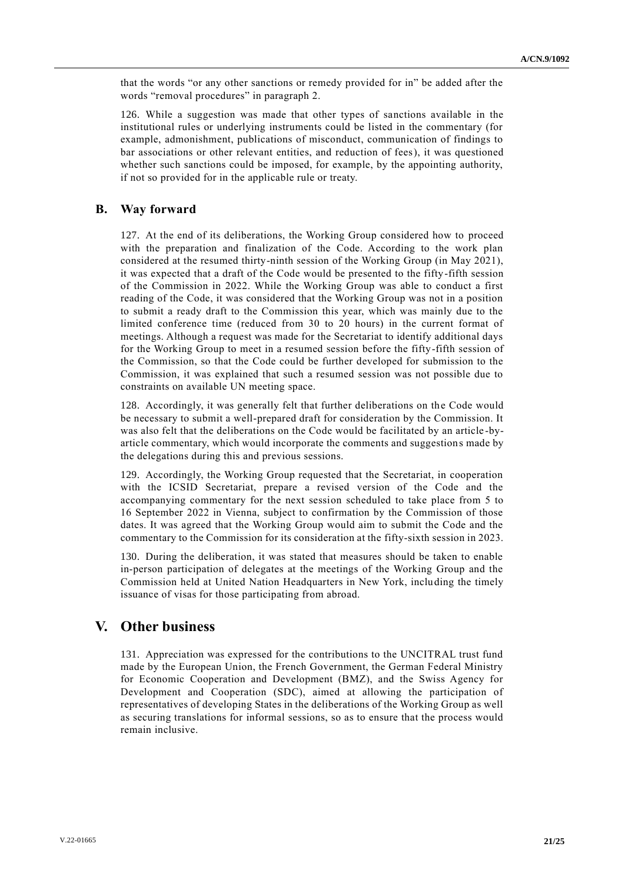that the words “or any other sanctions or remedy provided for in” be added after the words “removal procedures” in paragraph 2.

126. While a suggestion was made that other types of sanctions available in the institutional rules or underlying instruments could be listed in the commentary (for example, admonishment, publications of misconduct, communication of findings to bar associations or other relevant entities, and reduction of fees), it was questioned whether such sanctions could be imposed, for example, by the appointing authority, if not so provided for in the applicable rule or treaty.

## B. Way forward

127. At the end of its deliberations, the Working Group considered how to proceed with the preparation and finalization of the Code. According to the work plan considered at the resumed thirty-ninth session of the Working Group (in May 2021), it was expected that a draft of the Code would be presented to the fifty-fifth session of the Commission in 2022. While the Working Group was able to conduct a first reading of the Code, it was considered that the Working Group was not in a position to submit a ready draft to the Commission this year, which was mainly due to the limited conference time (reduced from 30 to 20 hours) in the current format of meetings. Although a request was made for the Secretariat to identify additional days for the Working Group to meet in a resumed session before the fifty-fifth session of the Commission, so that the Code could be further developed for submission to the Commission, it was explained that such a resumed session was not possible due to constraints on available UN meeting space.

128. Accordingly, it was generally felt that further deliberations on the Code would be necessary to submit a well-prepared draft for consideration by the Commission. It was also felt that the deliberations on the Code would be facilitated by an article-by-article commentary, which would incorporate the comments and suggestions made by the delegations during this and previous sessions.

129. Accordingly, the Working Group requested that the Secretariat, in cooperation with the ICSID Secretariat, prepare a revised version of the Code and the accompanying commentary for the next session scheduled to take place from 5 to 16 September 2022 in Vienna, subject to confirmation by the Commission of those dates. It was agreed that the Working Group would aim to submit the Code and the commentary to the Commission for its consideration at the fifty-sixth session in 2023.

130. During the deliberation, it was stated that measures should be taken to enable in-person participation of delegates at the meetings of the Working Group and the Commission held at United Nation Headquarters in New York, including the timely issuance of visas for those participating from abroad.

# V. Other business

131. Appreciation was expressed for the contributions to the UNCITRAL trust fund made by the European Union, the French Government, the German Federal Ministry for Economic Cooperation and Development (BMZ), and the Swiss Agency for Development and Cooperation (SDC), aimed at allowing the participation of representatives of developing States in the deliberations of the Working Group as well as securing translations for informal sessions, so as to ensure that the process would remain inclusive.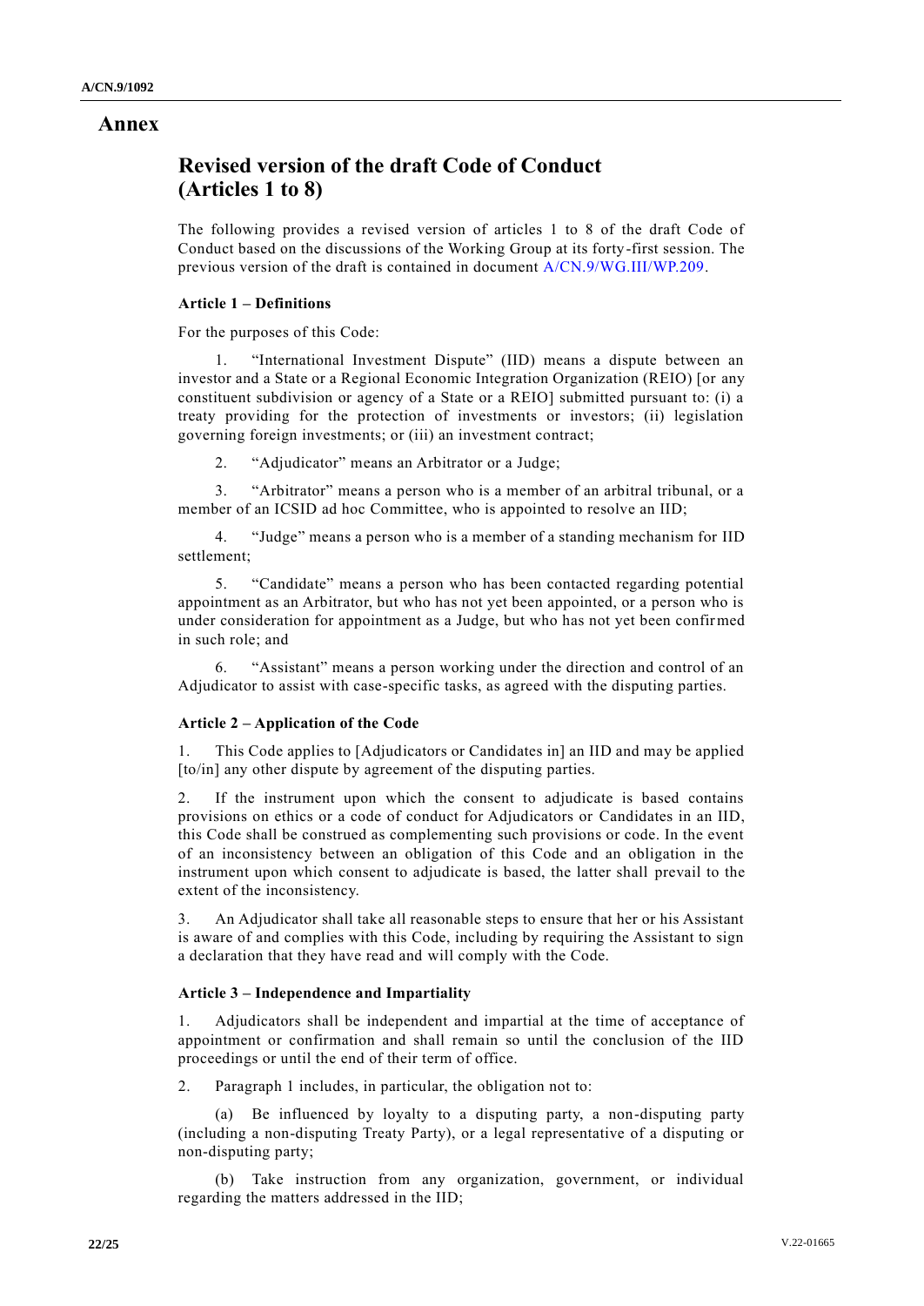# Annex

## Revised version of the draft Code of Conduct (Articles 1 to 8)

The following provides a revised version of articles 1 to 8 of the draft Code of Conduct based on the discussions of the Working Group at its forty-first session. The previous version of the draft is contained in document A/CN.9/WG.III/WP.209.

### Article 1 – Definitions

For the purposes of this Code:

1. "International Investment Dispute" (IID) means a dispute between an investor and a State or a Regional Economic Integration Organization (REIO) [or any constituent subdivision or agency of a State or a REIO] submitted pursuant to: (i) a treaty providing for the protection of investments or investors; (ii) legislation governing foreign investments; or (iii) an investment contract;

2. "Adjudicator" means an Arbitrator or a Judge;

3. "Arbitrator" means a person who is a member of an arbitral tribunal, or a member of an ICSID ad hoc Committee, who is appointed to resolve an IID;

4. "Judge" means a person who is a member of a standing mechanism for IID settlement;

5. "Candidate" means a person who has been contacted regarding potential appointment as an Arbitrator, but who has not yet been appointed, or a person who is under consideration for appointment as a Judge, but who has not yet been confirmed in such role; and

6. "Assistant" means a person working under the direction and control of an Adjudicator to assist with case-specific tasks, as agreed with the disputing parties.

### Article 2 – Application of the Code

1. This Code applies to [Adjudicators or Candidates in] an IID and may be applied [to/in] any other dispute by agreement of the disputing parties.

2. If the instrument upon which the consent to adjudicate is based contains provisions on ethics or a code of conduct for Adjudicators or Candidates in an IID, this Code shall be construed as complementing such provisions or code. In the event of an inconsistency between an obligation of this Code and an obligation in the instrument upon which consent to adjudicate is based, the latter shall prevail to the extent of the inconsistency.

3. An Adjudicator shall take all reasonable steps to ensure that her or his Assistant is aware of and complies with this Code, including by requiring the Assistant to sign a declaration that they have read and will comply with the Code.

### Article 3 – Independence and Impartiality

1. Adjudicators shall be independent and impartial at the time of acceptance of appointment or confirmation and shall remain so until the conclusion of the IID proceedings or until the end of their term of office.

2. Paragraph 1 includes, in particular, the obligation not to:

(a) Be influenced by loyalty to a disputing party, a non-disputing party (including a non-disputing Treaty Party), or a legal representative of a disputing or non-disputing party;

(b) Take instruction from any organization, government, or individual regarding the matters addressed in the IID;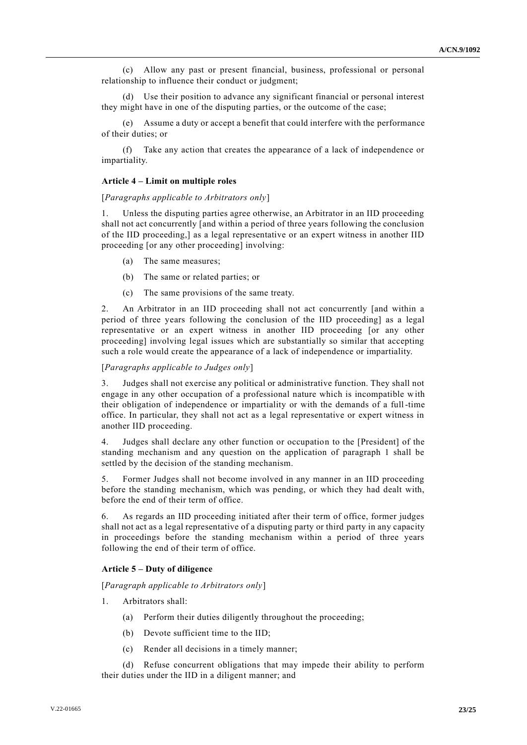(c) Allow any past or present financial, business, professional or personal relationship to influence their conduct or judgment;

(d) Use their position to advance any significant financial or personal interest they might have in one of the disputing parties, or the outcome of the case;

(e) Assume a duty or accept a benefit that could interfere with the performance of their duties; or

(f) Take any action that creates the appearance of a lack of independence or impartiality.

#### Article 4 – Limit on multiple roles

[*Paragraphs applicable to Arbitrators only*]

1. Unless the disputing parties agree otherwise, an Arbitrator in an IID proceeding shall not act concurrently [and within a period of three years following the conclusion of the IID proceeding,] as a legal representative or an expert witness in another IID proceeding [or any other proceeding] involving:

   (a) The same measures;

   (b) The same or related parties; or

   (c) The same provisions of the same treaty.

2. An Arbitrator in an IID proceeding shall not act concurrently [and within a period of three years following the conclusion of the IID proceeding] as a legal representative or an expert witness in another IID proceeding [or any other proceeding] involving legal issues which are substantially so similar that accepting such a role would create the appearance of a lack of independence or impartiality.

[*Paragraphs applicable to Judges only*]

3. Judges shall not exercise any political or administrative function. They shall not engage in any other occupation of a professional nature which is incompatible with their obligation of independence or impartiality or with the demands of a full-time office. In particular, they shall not act as a legal representative or expert witness in another IID proceeding.

4. Judges shall declare any other function or occupation to the [President] of the standing mechanism and any question on the application of paragraph 1 shall be settled by the decision of the standing mechanism.

5. Former Judges shall not become involved in any manner in an IID proceeding before the standing mechanism, which was pending, or which they had dealt with, before the end of their term of office.

6. As regards an IID proceeding initiated after their term of office, former judges shall not act as a legal representative of a disputing party or third party in any capacity in proceedings before the standing mechanism within a period of three years following the end of their term of office.

#### Article 5 – Duty of diligence

[*Paragraph applicable to Arbitrators only*]

1. Arbitrators shall:

   (a) Perform their duties diligently throughout the proceeding;

   (b) Devote sufficient time to the IID;

   (c) Render all decisions in a timely manner;

   (d) Refuse concurrent obligations that may impede their ability to perform their duties under the IID in a diligent manner; and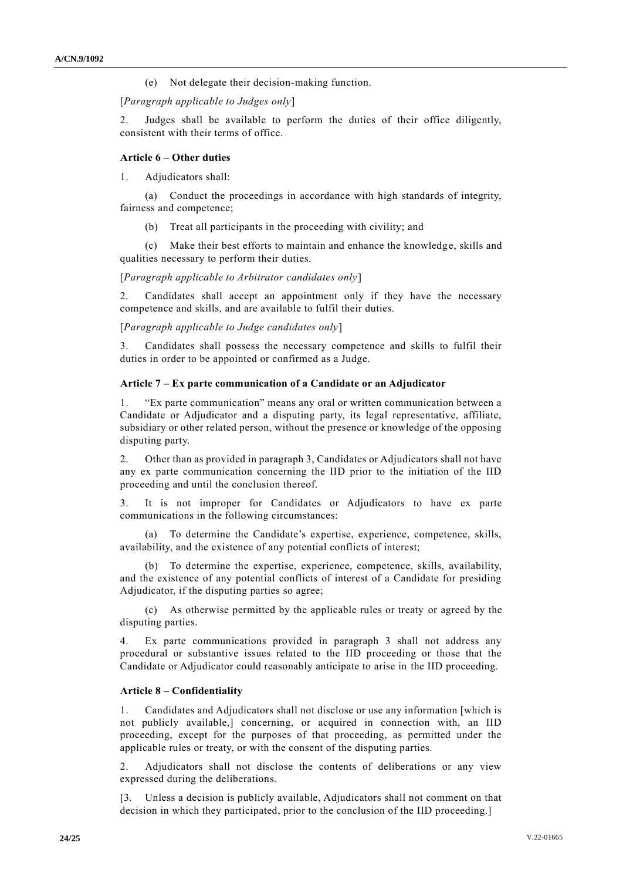(e) Not delegate their decision-making function.

[*Paragraph applicable to Judges only*]

2. Judges shall be available to perform the duties of their office diligently, consistent with their terms of office.

**Article 6 – Other duties**

1. Adjudicators shall:

(a) Conduct the proceedings in accordance with high standards of integrity, fairness and competence;

(b) Treat all participants in the proceeding with civility; and

(c) Make their best efforts to maintain and enhance the knowledge, skills and qualities necessary to perform their duties.

[*Paragraph applicable to Arbitrator candidates only*]

2. Candidates shall accept an appointment only if they have the necessary competence and skills, and are available to fulfil their duties.

[*Paragraph applicable to Judge candidates only*]

3. Candidates shall possess the necessary competence and skills to fulfil their duties in order to be appointed or confirmed as a Judge.

**Article 7 – Ex parte communication of a Candidate or an Adjudicator**

1. "Ex parte communication" means any oral or written communication between a Candidate or Adjudicator and a disputing party, its legal representative, affiliate, subsidiary or other related person, without the presence or knowledge of the opposing disputing party.

2. Other than as provided in paragraph 3, Candidates or Adjudicators shall not have any ex parte communication concerning the IID prior to the initiation of the IID proceeding and until the conclusion thereof.

3. It is not improper for Candidates or Adjudicators to have ex parte communications in the following circumstances:

(a) To determine the Candidate's expertise, experience, competence, skills, availability, and the existence of any potential conflicts of interest;

(b) To determine the expertise, experience, competence, skills, availability, and the existence of any potential conflicts of interest of a Candidate for presiding Adjudicator, if the disputing parties so agree;

(c) As otherwise permitted by the applicable rules or treaty or agreed by the disputing parties.

4. Ex parte communications provided in paragraph 3 shall not address any procedural or substantive issues related to the IID proceeding or those that the Candidate or Adjudicator could reasonably anticipate to arise in the IID proceeding.

**Article 8 – Confidentiality**

1. Candidates and Adjudicators shall not disclose or use any information [which is not publicly available,] concerning, or acquired in connection with, an IID proceeding, except for the purposes of that proceeding, as permitted under the applicable rules or treaty, or with the consent of the disputing parties.

2. Adjudicators shall not disclose the contents of deliberations or any view expressed during the deliberations.

[3. Unless a decision is publicly available, Adjudicators shall not comment on that decision in which they participated, prior to the conclusion of the IID proceeding.]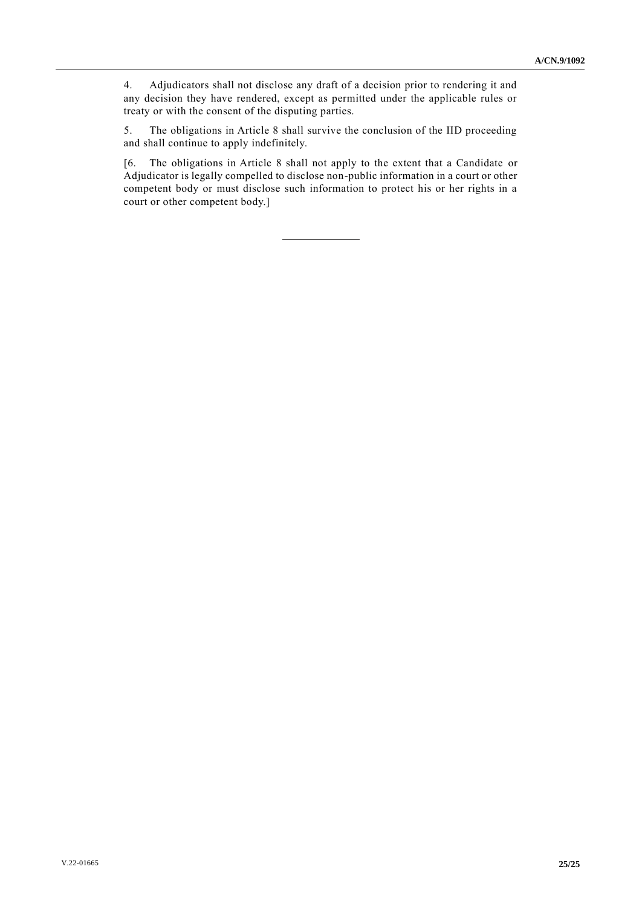4. Adjudicators shall not disclose any draft of a decision prior to rendering it and any decision they have rendered, except as permitted under the applicable rules or treaty or with the consent of the disputing parties.

5. The obligations in Article 8 shall survive the conclusion of the IID proceeding and shall continue to apply indefinitely.

[6. The obligations in Article 8 shall not apply to the extent that a Candidate or Adjudicator is legally compelled to disclose non-public information in a court or other competent body or must disclose such information to protect his or her rights in a court or other competent body.]